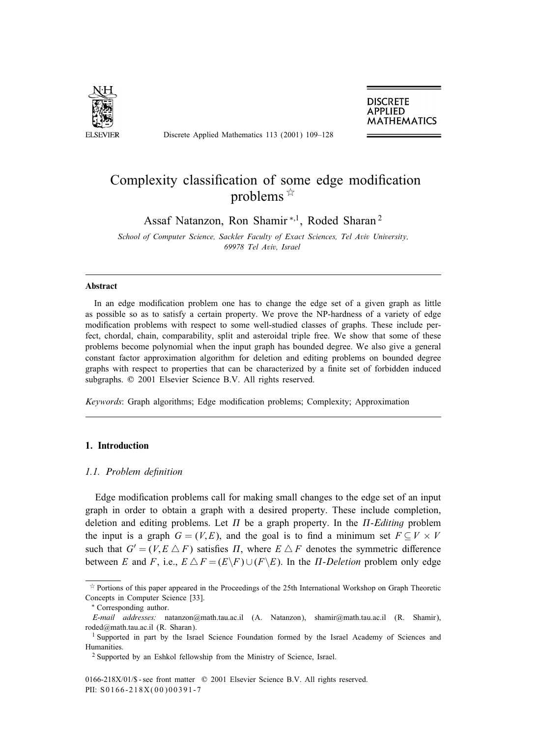# Complexity classification of some edge modification problems ☆

Assaf Natanzon, Ron Shamir [*,1], Roded Sharan [2]

*School of Computer Science, Sackler Faculty of Exact Sciences, Tel Aviv University, 69978 Tel Aviv, Israel*

---

### Abstract

In an edge modification problem one has to change the edge set of a given graph as little as possible so as to satisfy a certain property. We prove the NP-hardness of a variety of edge modification problems with respect to some well-studied classes of graphs. These include perfect, chordal, chain, comparability, split and asteroidal triple free. We show that some of these problems become polynomial when the input graph has bounded degree. We also give a general constant factor approximation algorithm for deletion and editing problems on bounded degree graphs with respect to properties that can be characterized by a finite set of forbidden induced subgraphs. © 2001 Elsevier Science B.V. All rights reserved.

*Keywords*: Graph algorithms; Edge modification problems; Complexity; Approximation

---

## 1. Introduction

### 1.1. Problem definition

Edge modification problems call for making small changes to the edge set of an input graph in order to obtain a graph with a desired property. These include completion, deletion and editing problems. Let $\Pi$ be a graph property. In the *$\Pi$-Editing* problem the input is a graph $G=(V,E)$, and the goal is to find a minimum set $F \subseteq V \times V$ such that $G'=(V, E \triangle F)$ satisfies $\Pi$, where $E \triangle F$ denotes the symmetric difference between $E$ and $F$, i.e., $E \triangle F = (E \backslash F) \cup (F \backslash E)$. In the *$\Pi$-Deletion* problem only edge

---

☆ Portions of this paper appeared in the Proceedings of the 25th International Workshop on Graph Theoretic Concepts in Computer Science [33].

\* Corresponding author.

*E-mail addresses:* natanzon@math.tau.ac.il (A. Natanzon), shamir@math.tau.ac.il (R. Shamir), roded@math.tau.ac.il (R. Sharan).

[1] Supported in part by the Israel Science Foundation formed by the Israel Academy of Sciences and Humanities.

[2] Supported by an Eshkol fellowship from the Ministry of Science, Israel.

0166-218X/01/$ - see front matter © 2001 Elsevier Science B.V. All rights reserved.
PII: S0166-218X(00)00391-7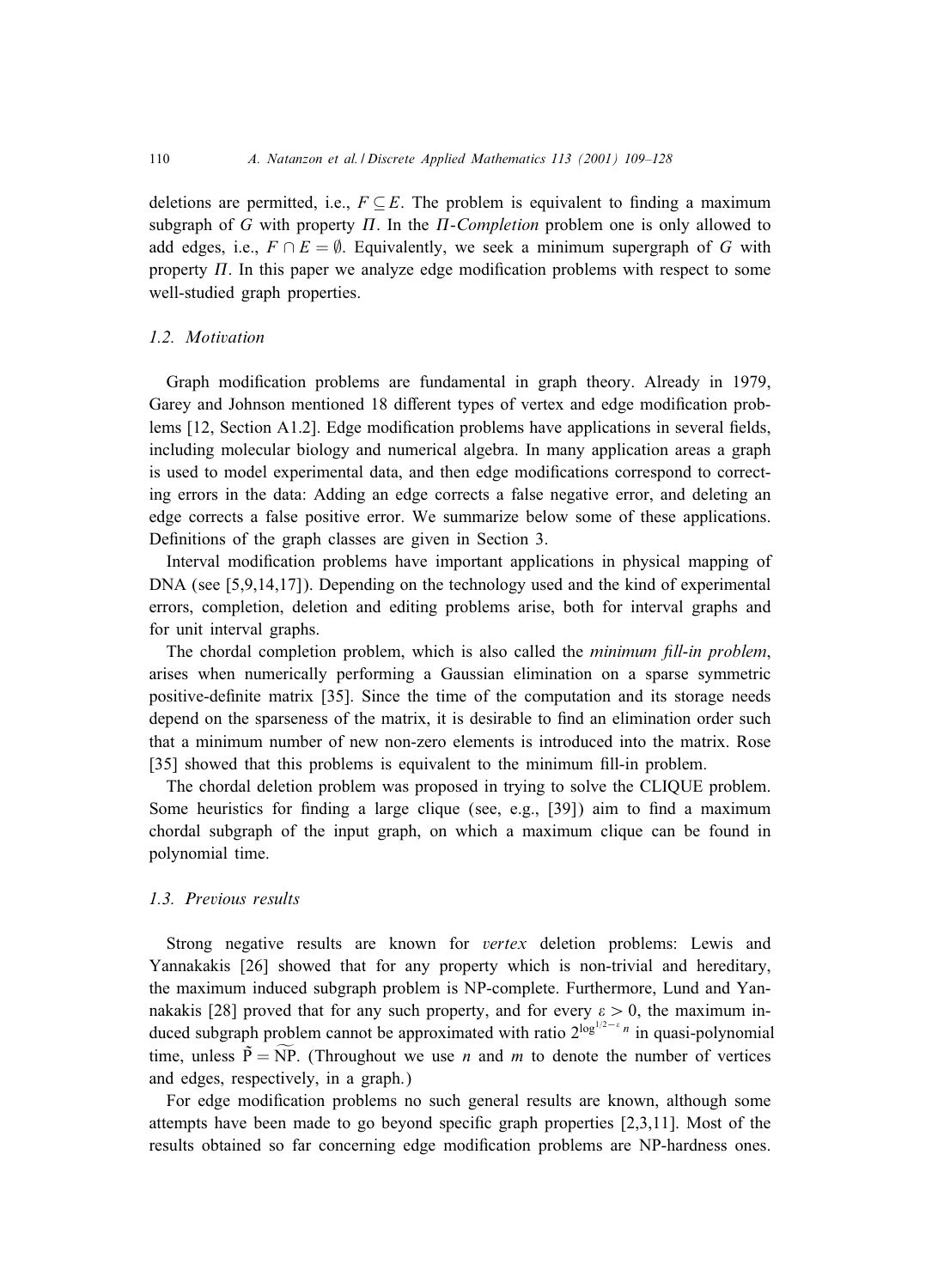deletions are permitted, i.e., $F \subseteq E$. The problem is equivalent to finding a maximum subgraph of $G$ with property $\Pi$. In the *$\Pi$-Completion* problem one is only allowed to add edges, i.e., $F \cap E = \emptyset$. Equivalently, we seek a minimum supergraph of $G$ with property $\Pi$. In this paper we analyze edge modification problems with respect to some well-studied graph properties.

### 1.2. Motivation

Graph modification problems are fundamental in graph theory. Already in 1979, Garey and Johnson mentioned 18 different types of vertex and edge modification problems [12, Section A1.2]. Edge modification problems have applications in several fields, including molecular biology and numerical algebra. In many application areas a graph is used to model experimental data, and then edge modifications correspond to correcting errors in the data: Adding an edge corrects a false negative error, and deleting an edge corrects a false positive error. We summarize below some of these applications. Definitions of the graph classes are given in Section 3.

Interval modification problems have important applications in physical mapping of DNA (see [5,9,14,17]). Depending on the technology used and the kind of experimental errors, completion, deletion and editing problems arise, both for interval graphs and for unit interval graphs.

The chordal completion problem, which is also called the *minimum fill-in problem*, arises when numerically performing a Gaussian elimination on a sparse symmetric positive-definite matrix [35]. Since the time of the computation and its storage needs depend on the sparseness of the matrix, it is desirable to find an elimination order such that a minimum number of new non-zero elements is introduced into the matrix. Rose [35] showed that this problems is equivalent to the minimum fill-in problem.

The chordal deletion problem was proposed in trying to solve the CLIQUE problem. Some heuristics for finding a large clique (see, e.g., [39]) aim to find a maximum chordal subgraph of the input graph, on which a maximum clique can be found in polynomial time.

### 1.3. Previous results

Strong negative results are known for *vertex* deletion problems: Lewis and Yannakakis [26] showed that for any property which is non-trivial and hereditary, the maximum induced subgraph problem is NP-complete. Furthermore, Lund and Yannakakis [28] proved that for any such property, and for every $\varepsilon > 0$, the maximum induced subgraph problem cannot be approximated with ratio $2^{\log^{1/2-\varepsilon} n}$ in quasi-polynomial time, unless $\tilde{\mathrm{P}} = \widetilde{\mathrm{NP}}$. (Throughout we use $n$ and $m$ to denote the number of vertices and edges, respectively, in a graph.)

For edge modification problems no such general results are known, although some attempts have been made to go beyond specific graph properties [2,3,11]. Most of the results obtained so far concerning edge modification problems are NP-hardness ones.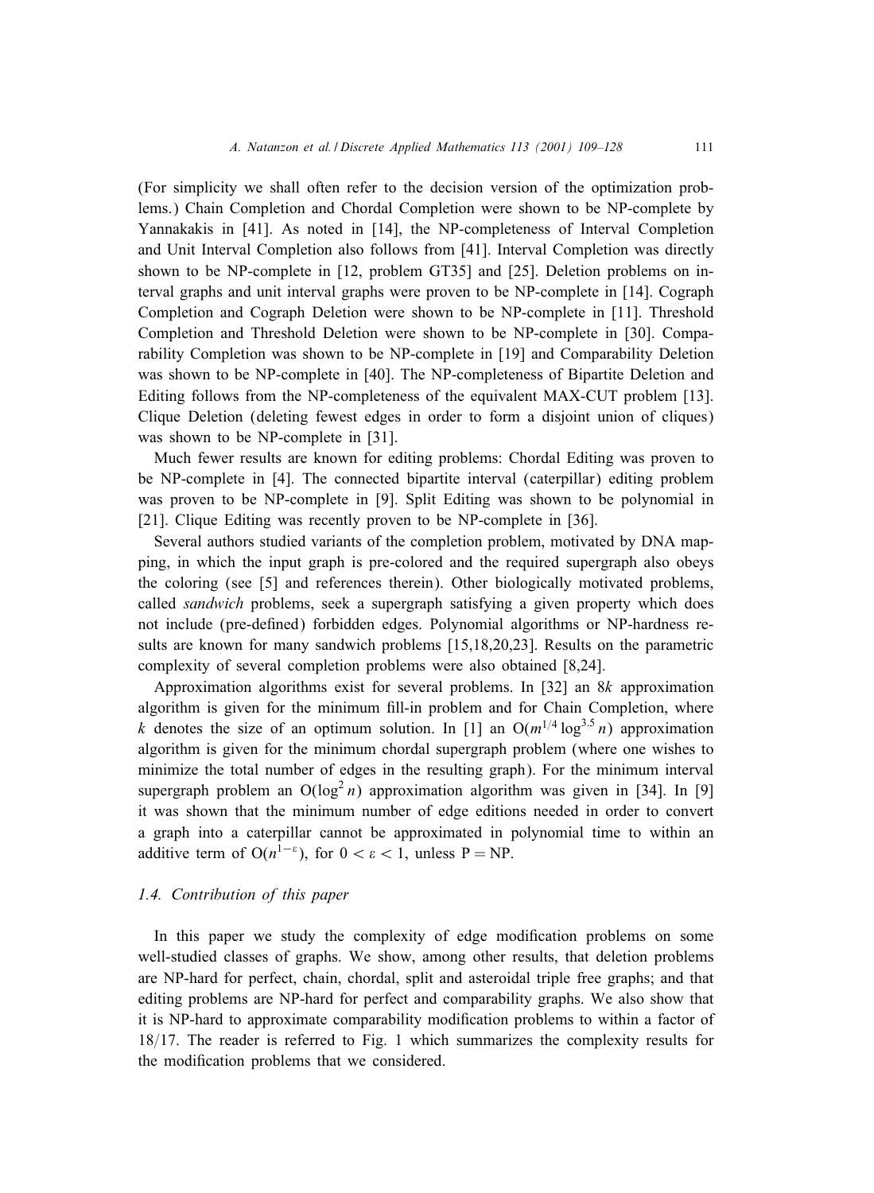(For simplicity we shall often refer to the decision version of the optimization problems.) Chain Completion and Chordal Completion were shown to be NP-complete by Yannakakis in [41]. As noted in [14], the NP-completeness of Interval Completion and Unit Interval Completion also follows from [41]. Interval Completion was directly shown to be NP-complete in [12, problem GT35] and [25]. Deletion problems on interval graphs and unit interval graphs were proven to be NP-complete in [14]. Cograph Completion and Cograph Deletion were shown to be NP-complete in [11]. Threshold Completion and Threshold Deletion were shown to be NP-complete in [30]. Comparability Completion was shown to be NP-complete in [19] and Comparability Deletion was shown to be NP-complete in [40]. The NP-completeness of Bipartite Deletion and Editing follows from the NP-completeness of the equivalent MAX-CUT problem [13]. Clique Deletion (deleting fewest edges in order to form a disjoint union of cliques) was shown to be NP-complete in [31].

Much fewer results are known for editing problems: Chordal Editing was proven to be NP-complete in [4]. The connected bipartite interval (caterpillar) editing problem was proven to be NP-complete in [9]. Split Editing was shown to be polynomial in [21]. Clique Editing was recently proven to be NP-complete in [36].

Several authors studied variants of the completion problem, motivated by DNA mapping, in which the input graph is pre-colored and the required supergraph also obeys the coloring (see [5] and references therein). Other biologically motivated problems, called *sandwich* problems, seek a supergraph satisfying a given property which does not include (pre-defined) forbidden edges. Polynomial algorithms or NP-hardness results are known for many sandwich problems [15,18,20,23]. Results on the parametric complexity of several completion problems were also obtained [8,24].

Approximation algorithms exist for several problems. In [32] an $8k$ approximation algorithm is given for the minimum fill-in problem and for Chain Completion, where $k$ denotes the size of an optimum solution. In [1] an $O(m^{1/4} \log^{3.5} n)$ approximation algorithm is given for the minimum chordal supergraph problem (where one wishes to minimize the total number of edges in the resulting graph). For the minimum interval supergraph problem an $O(\log^2 n)$ approximation algorithm was given in [34]. In [9] it was shown that the minimum number of edge editions needed in order to convert a graph into a caterpillar cannot be approximated in polynomial time to within an additive term of $O(n^{1-\varepsilon})$, for $0 < \varepsilon < 1$, unless $P = NP$.

### 1.4. Contribution of this paper

In this paper we study the complexity of edge modification problems on some well-studied classes of graphs. We show, among other results, that deletion problems are NP-hard for perfect, chain, chordal, split and asteroidal triple free graphs; and that editing problems are NP-hard for perfect and comparability graphs. We also show that it is NP-hard to approximate comparability modification problems to within a factor of 18/17. The reader is referred to Fig. 1 which summarizes the complexity results for the modification problems that we considered.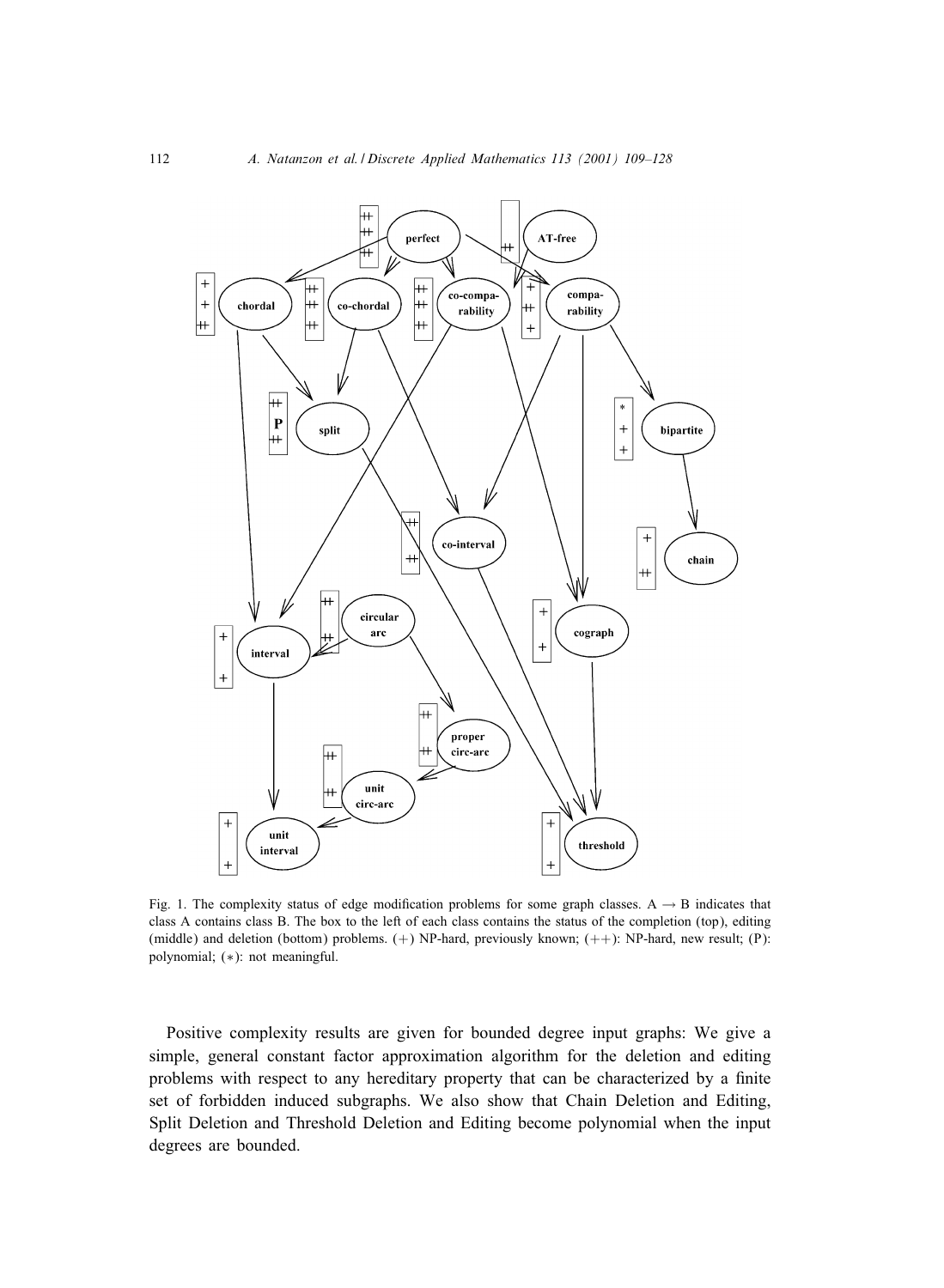Fig. 1. The complexity status of edge modification problems for some graph classes. A → B indicates that class A contains class B. The box to the left of each class contains the status of the completion (top), editing (middle) and deletion (bottom) problems. (+) NP-hard, previously known; (++): NP-hard, new result; (P): polynomial; (*): not meaningful.

Positive complexity results are given for bounded degree input graphs: We give a simple, general constant factor approximation algorithm for the deletion and editing problems with respect to any hereditary property that can be characterized by a finite set of forbidden induced subgraphs. We also show that Chain Deletion and Editing, Split Deletion and Threshold Deletion and Editing become polynomial when the input degrees are bounded.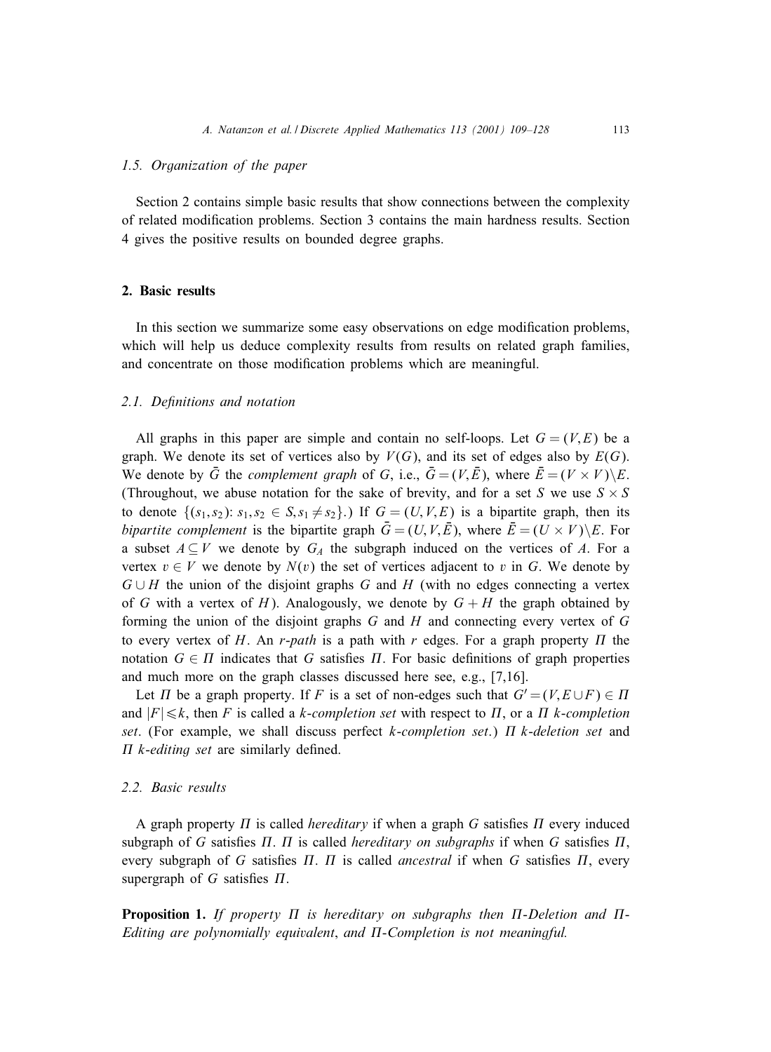### 1.5. Organization of the paper

Section 2 contains simple basic results that show connections between the complexity of related modification problems. Section 3 contains the main hardness results. Section 4 gives the positive results on bounded degree graphs.

## 2. Basic results

In this section we summarize some easy observations on edge modification problems, which will help us deduce complexity results from results on related graph families, and concentrate on those modification problems which are meaningful.

### 2.1. Definitions and notation

All graphs in this paper are simple and contain no self-loops. Let $G=(V,E)$ be a graph. We denote its set of vertices also by $V(G)$, and its set of edges also by $E(G)$. We denote by $\bar{G}$ the *complement graph* of $G$, i.e., $\bar{G}=(V,\bar{E})$, where $\bar{E}=(V\times V)\backslash E$. (Throughout, we abuse notation for the sake of brevity, and for a set $S$ we use $S\times S$ to denote $\{(s_1,s_2)\colon s_1,s_2\in S, s_1\neq s_2\}$.) If $G=(U,V,E)$ is a bipartite graph, then its *bipartite complement* is the bipartite graph $\bar{G}=(U,V,\bar{E})$, where $\bar{E}=(U\times V)\backslash E$. For a subset $A\subseteq V$ we denote by $G_A$ the subgraph induced on the vertices of $A$. For a vertex $v\in V$ we denote by $N(v)$ the set of vertices adjacent to $v$ in $G$. We denote by $G\cup H$ the union of the disjoint graphs $G$ and $H$ (with no edges connecting a vertex of $G$ with a vertex of $H$). Analogously, we denote by $G+H$ the graph obtained by forming the union of the disjoint graphs $G$ and $H$ and connecting every vertex of $G$ to every vertex of $H$. An *r-path* is a path with $r$ edges. For a graph property $\Pi$ the notation $G\in\Pi$ indicates that $G$ satisfies $\Pi$. For basic definitions of graph properties and much more on the graph classes discussed here see, e.g., [7,16].

Let $\Pi$ be a graph property. If $F$ is a set of non-edges such that $G'=(V,E\cup F)\in\Pi$ and $|F|\leqslant k$, then $F$ is called a *k-completion set* with respect to $\Pi$, or a $\Pi$ *k-completion set*. (For example, we shall discuss perfect *k-completion set*.) $\Pi$ *k-deletion set* and $\Pi$ *k-editing set* are similarly defined.

### 2.2. Basic results

A graph property $\Pi$ is called *hereditary* if when a graph $G$ satisfies $\Pi$ every induced subgraph of $G$ satisfies $\Pi$. $\Pi$ is called *hereditary on subgraphs* if when $G$ satisfies $\Pi$, every subgraph of $G$ satisfies $\Pi$. $\Pi$ is called *ancestral* if when $G$ satisfies $\Pi$, every supergraph of $G$ satisfies $\Pi$.

**Proposition 1.** *If property $\Pi$ is hereditary on subgraphs then $\Pi$-Deletion and $\Pi$-Editing are polynomially equivalent, and $\Pi$-Completion is not meaningful.*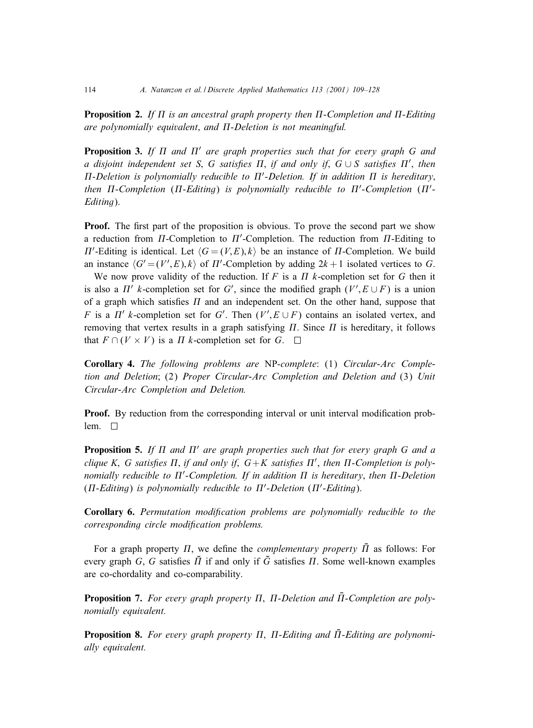**Proposition 2.** *If $\Pi$ is an ancestral graph property then $\Pi$-Completion and $\Pi$-Editing are polynomially equivalent, and $\Pi$-Deletion is not meaningful.*

**Proposition 3.** *If $\Pi$ and $\Pi'$ are graph properties such that for every graph $G$ and a disjoint independent set $S$, $G$ satisfies $\Pi$, if and only if, $G \cup S$ satisfies $\Pi'$, then $\Pi$-Deletion is polynomially reducible to $\Pi'$-Deletion. If in addition $\Pi$ is hereditary, then $\Pi$-Completion ($\Pi$-Editing) is polynomially reducible to $\Pi'$-Completion ($\Pi'$-Editing).*

**Proof.** The first part of the proposition is obvious. To prove the second part we show a reduction from $\Pi$-Completion to $\Pi'$-Completion. The reduction from $\Pi$-Editing to $\Pi'$-Editing is identical. Let $\langle G=(V,E),k\rangle$ be an instance of $\Pi$-Completion. We build an instance $\langle G'=(V',E),k\rangle$ of $\Pi'$-Completion by adding $2k+1$ isolated vertices to $G$.

We now prove validity of the reduction. If $F$ is a $\Pi$ $k$-completion set for $G$ then it is also a $\Pi'$ $k$-completion set for $G'$, since the modified graph $(V', E \cup F)$ is a union of a graph which satisfies $\Pi$ and an independent set. On the other hand, suppose that $F$ is a $\Pi'$ $k$-completion set for $G'$. Then $(V', E \cup F)$ contains an isolated vertex, and removing that vertex results in a graph satisfying $\Pi$. Since $\Pi$ is hereditary, it follows that $F \cap (V \times V)$ is a $\Pi$ $k$-completion set for $G$. $\square$

**Corollary 4.** *The following problems are* NP-*complete*: (1) *Circular-Arc Completion and Deletion*; (2) *Proper Circular-Arc Completion and Deletion and* (3) *Unit Circular-Arc Completion and Deletion.*

**Proof.** By reduction from the corresponding interval or unit interval modification problem. $\square$

**Proposition 5.** *If $\Pi$ and $\Pi'$ are graph properties such that for every graph $G$ and a clique $K$, $G$ satisfies $\Pi$, if and only if, $G+K$ satisfies $\Pi'$, then $\Pi$-Completion is polynomially reducible to $\Pi'$-Completion. If in addition $\Pi$ is hereditary, then $\Pi$-Deletion ($\Pi$-Editing) is polynomially reducible to $\Pi'$-Deletion ($\Pi'$-Editing).*

**Corollary 6.** *Permutation modification problems are polynomially reducible to the corresponding circle modification problems.*

For a graph property $\Pi$, we define the *complementary property* $\bar{\Pi}$ as follows: For every graph $G$, $G$ satisfies $\bar{\Pi}$ if and only if $\bar{G}$ satisfies $\Pi$. Some well-known examples are co-chordality and co-comparability.

**Proposition 7.** *For every graph property $\Pi$, $\Pi$-Deletion and $\bar{\Pi}$-Completion are polynomially equivalent.*

**Proposition 8.** *For every graph property $\Pi$, $\Pi$-Editing and $\bar{\Pi}$-Editing are polynomially equivalent.*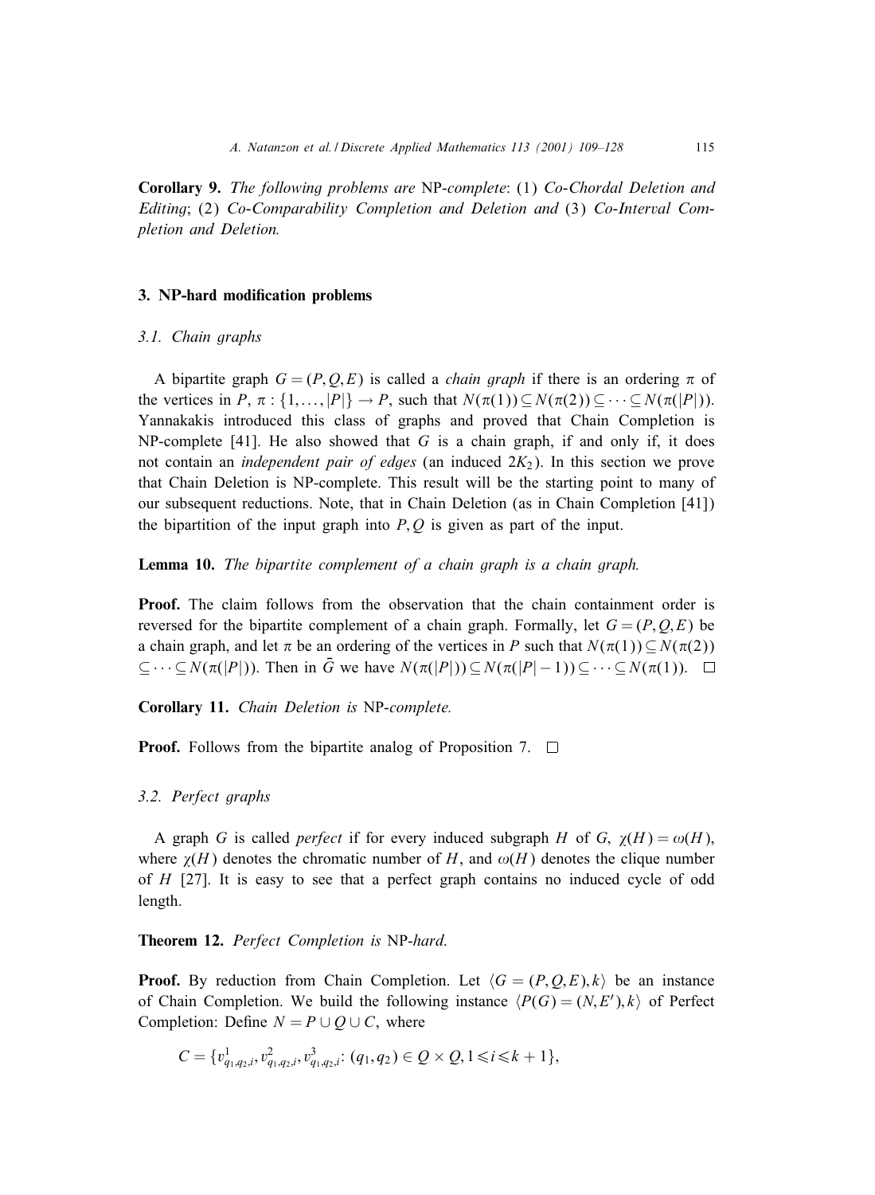**Corollary 9.** *The following problems are* NP-*complete*: (1) *Co-Chordal Deletion and Editing*; (2) *Co-Comparability Completion and Deletion and* (3) *Co-Interval Completion and Deletion*.

## 3. NP-hard modification problems

### 3.1. Chain graphs

A bipartite graph $G = (P, Q, E)$ is called a *chain graph* if there is an ordering $\pi$ of the vertices in $P$, $\pi : \{1, \ldots, |P|\} \to P$, such that $N(\pi(1)) \subseteq N(\pi(2)) \subseteq \cdots \subseteq N(\pi(|P|))$. Yannakakis introduced this class of graphs and proved that Chain Completion is NP-complete [41]. He also showed that $G$ is a chain graph, if and only if, it does not contain an *independent pair of edges* (an induced $2K_2$). In this section we prove that Chain Deletion is NP-complete. This result will be the starting point to many of our subsequent reductions. Note, that in Chain Deletion (as in Chain Completion [41]) the bipartition of the input graph into $P, Q$ is given as part of the input.

**Lemma 10.** *The bipartite complement of a chain graph is a chain graph.*

**Proof.** The claim follows from the observation that the chain containment order is reversed for the bipartite complement of a chain graph. Formally, let $G = (P, Q, E)$ be a chain graph, and let $\pi$ be an ordering of the vertices in $P$ such that $N(\pi(1)) \subseteq N(\pi(2)) \subseteq \cdots \subseteq N(\pi(|P|))$. Then in $\bar{G}$ we have $N(\pi(|P|)) \subseteq N(\pi(|P|-1)) \subseteq \cdots \subseteq N(\pi(1))$. □

**Corollary 11.** *Chain Deletion is* NP-*complete.*

**Proof.** Follows from the bipartite analog of Proposition 7. □

### 3.2. Perfect graphs

A graph $G$ is called *perfect* if for every induced subgraph $H$ of $G$, $\chi(H) = \omega(H)$, where $\chi(H)$ denotes the chromatic number of $H$, and $\omega(H)$ denotes the clique number of $H$ [27]. It is easy to see that a perfect graph contains no induced cycle of odd length.

**Theorem 12.** *Perfect Completion is* NP-*hard.*

**Proof.** By reduction from Chain Completion. Let $\langle G = (P, Q, E), k \rangle$ be an instance of Chain Completion. We build the following instance $\langle P(G) = (N, E'), k \rangle$ of Perfect Completion: Define $N = P \cup Q \cup C$, where

$$C = \{v^1_{q_1,q_2,i}, v^2_{q_1,q_2,i}, v^3_{q_1,q_2,i} \colon (q_1, q_2) \in Q \times Q, 1 \leqslant i \leqslant k+1\},$$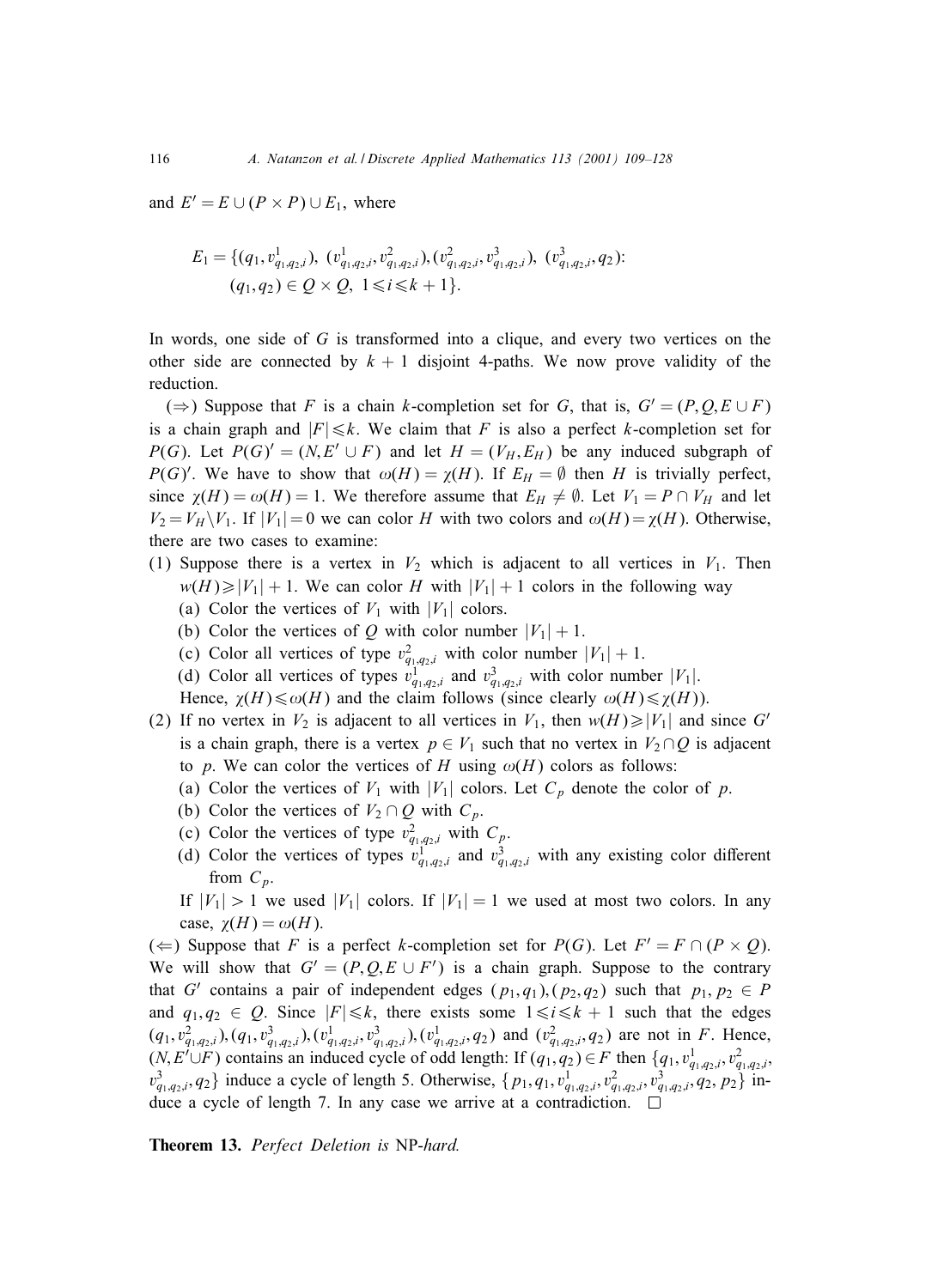and $E' = E \cup (P \times P) \cup E_1$, where

$$E_1 = \{(q_1, v^1_{q_1,q_2,i}),\ (v^1_{q_1,q_2,i}, v^2_{q_1,q_2,i}), (v^2_{q_1,q_2,i}, v^3_{q_1,q_2,i}),\ (v^3_{q_1,q_2,i}, q_2):$$
$$(q_1, q_2) \in Q \times Q,\ 1 \leqslant i \leqslant k+1\}.$$

In words, one side of $G$ is transformed into a clique, and every two vertices on the other side are connected by $k+1$ disjoint 4-paths. We now prove validity of the reduction.

($\Rightarrow$) Suppose that $F$ is a chain $k$-completion set for $G$, that is, $G' = (P, Q, E \cup F)$ is a chain graph and $|F| \leqslant k$. We claim that $F$ is also a perfect $k$-completion set for $P(G)$. Let $P(G)' = (N, E' \cup F)$ and let $H = (V_H, E_H)$ be any induced subgraph of $P(G)'$. We have to show that $\omega(H) = \chi(H)$. If $E_H = \emptyset$ then $H$ is trivially perfect, since $\chi(H) = \omega(H) = 1$. We therefore assume that $E_H \neq \emptyset$. Let $V_1 = P \cap V_H$ and let $V_2 = V_H \backslash V_1$. If $|V_1| = 0$ we can color $H$ with two colors and $\omega(H) = \chi(H)$. Otherwise, there are two cases to examine:

1. Suppose there is a vertex in $V_2$ which is adjacent to all vertices in $V_1$. Then $w(H) \geqslant |V_1| + 1$. We can color $H$ with $|V_1| + 1$ colors in the following way
   (a) Color the vertices of $V_1$ with $|V_1|$ colors.
   (b) Color the vertices of $Q$ with color number $|V_1| + 1$.
   (c) Color all vertices of type $v^2_{q_1,q_2,i}$ with color number $|V_1| + 1$.
   (d) Color all vertices of types $v^1_{q_1,q_2,i}$ and $v^3_{q_1,q_2,i}$ with color number $|V_1|$.
   Hence, $\chi(H) \leqslant \omega(H)$ and the claim follows (since clearly $\omega(H) \leqslant \chi(H)$).
2. If no vertex in $V_2$ is adjacent to all vertices in $V_1$, then $w(H) \geqslant |V_1|$ and since $G'$ is a chain graph, there is a vertex $p \in V_1$ such that no vertex in $V_2 \cap Q$ is adjacent to $p$. We can color the vertices of $H$ using $\omega(H)$ colors as follows:
   (a) Color the vertices of $V_1$ with $|V_1|$ colors. Let $C_p$ denote the color of $p$.
   (b) Color the vertices of $V_2 \cap Q$ with $C_p$.
   (c) Color the vertices of type $v^2_{q_1,q_2,i}$ with $C_p$.
   (d) Color the vertices of types $v^1_{q_1,q_2,i}$ and $v^3_{q_1,q_2,i}$ with any existing color different from $C_p$.
   If $|V_1| > 1$ we used $|V_1|$ colors. If $|V_1| = 1$ we used at most two colors. In any case, $\chi(H) = \omega(H)$.

($\Leftarrow$) Suppose that $F$ is a perfect $k$-completion set for $P(G)$. Let $F' = F \cap (P \times Q)$. We will show that $G' = (P, Q, E \cup F')$ is a chain graph. Suppose to the contrary that $G'$ contains a pair of independent edges $(p_1, q_1), (p_2, q_2)$ such that $p_1, p_2 \in P$ and $q_1, q_2 \in Q$. Since $|F| \leqslant k$, there exists some $1 \leqslant i \leqslant k+1$ such that the edges $(q_1, v^2_{q_1,q_2,i}), (q_1, v^3_{q_1,q_2,i}), (v^1_{q_1,q_2,i}, v^3_{q_1,q_2,i}), (v^1_{q_1,q_2,i}, q_2)$ and $(v^2_{q_1,q_2,i}, q_2)$ are not in $F$. Hence, $(N, E' \cup F)$ contains an induced cycle of odd length: If $(q_1, q_2) \in F$ then $\{q_1, v^1_{q_1,q_2,i}, v^2_{q_1,q_2,i}, v^3_{q_1,q_2,i}, q_2\}$ induce a cycle of length 5. Otherwise, $\{p_1, q_1, v^1_{q_1,q_2,i}, v^2_{q_1,q_2,i}, v^3_{q_1,q_2,i}, q_2, p_2\}$ induce a cycle of length 7. In any case we arrive at a contradiction. $\square$

**Theorem 13.** *Perfect Deletion is* NP*-hard.*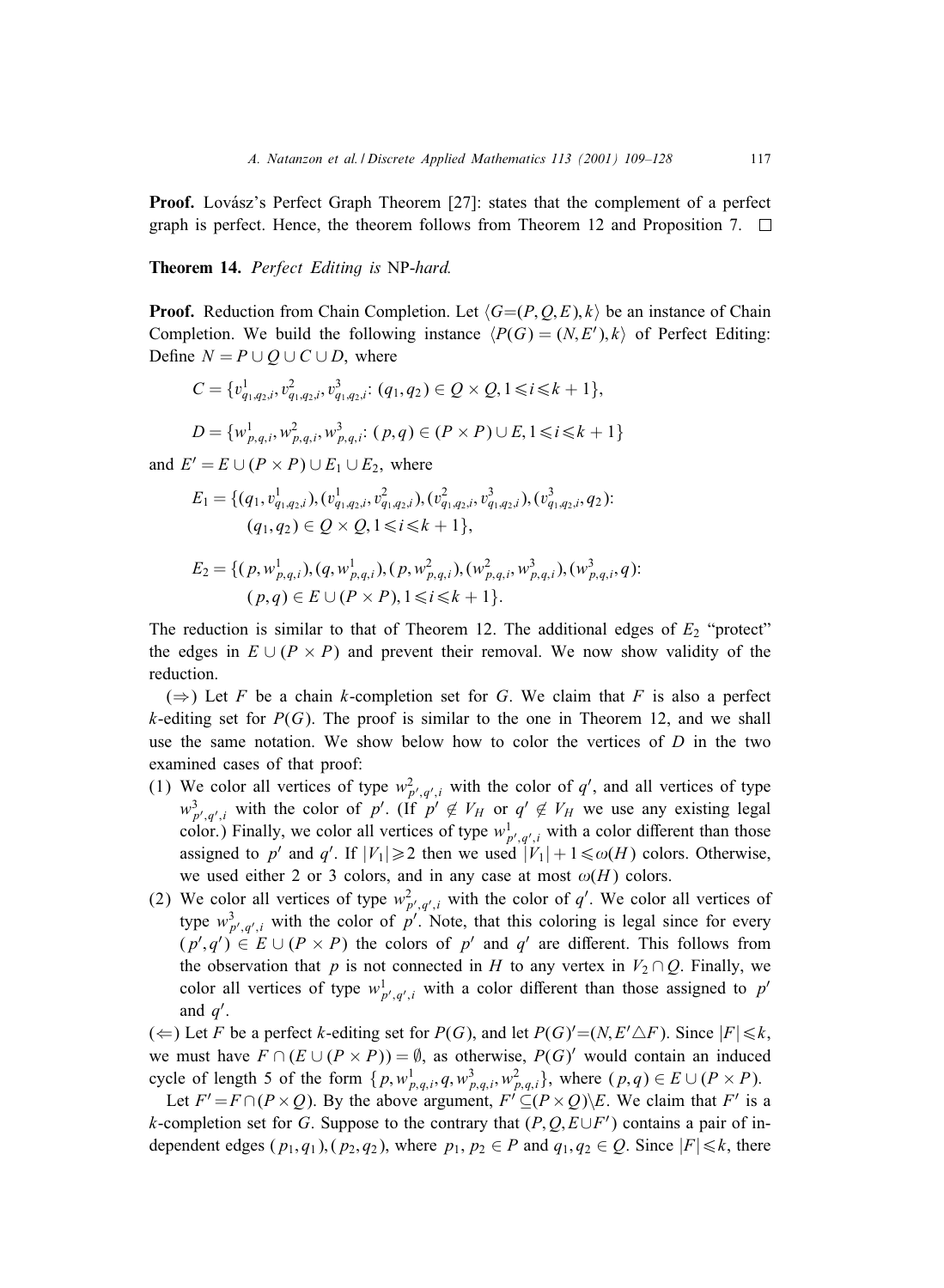**Proof.** Lovász's Perfect Graph Theorem [27]: states that the complement of a perfect graph is perfect. Hence, the theorem follows from Theorem 12 and Proposition 7. □

**Theorem 14.** *Perfect Editing is* NP-*hard.*

**Proof.** Reduction from Chain Completion. Let $\langle G=(P,Q,E),k\rangle$ be an instance of Chain Completion. We build the following instance $\langle P(G)=(N,E'),k\rangle$ of Perfect Editing: Define $N = P \cup Q \cup C \cup D$, where

$$C = \{v^1_{q_1,q_2,i}, v^2_{q_1,q_2,i}, v^3_{q_1,q_2,i}\colon (q_1,q_2) \in Q \times Q, 1 \leqslant i \leqslant k+1\},$$

$$D = \{w^1_{p,q,i}, w^2_{p,q,i}, w^3_{p,q,i}\colon (p,q) \in (P \times P) \cup E, 1 \leqslant i \leqslant k+1\}$$

and $E' = E \cup (P \times P) \cup E_1 \cup E_2$, where

$$E_1 = \{(q_1, v^1_{q_1,q_2,i}), (v^1_{q_1,q_2,i}, v^2_{q_1,q_2,i}), (v^2_{q_1,q_2,i}, v^3_{q_1,q_2,i}), (v^3_{q_1,q_2,i}, q_2)\colon (q_1,q_2) \in Q \times Q, 1 \leqslant i \leqslant k+1\},$$

$$E_2 = \{(p, w^1_{p,q,i}), (q, w^1_{p,q,i}), (p, w^2_{p,q,i}), (w^2_{p,q,i}, w^3_{p,q,i}), (w^3_{p,q,i}, q)\colon (p,q) \in E \cup (P \times P), 1 \leqslant i \leqslant k+1\}.$$

The reduction is similar to that of Theorem 12. The additional edges of $E_2$ "protect" the edges in $E \cup (P \times P)$ and prevent their removal. We now show validity of the reduction.

($\Rightarrow$) Let $F$ be a chain $k$-completion set for $G$. We claim that $F$ is also a perfect $k$-editing set for $P(G)$. The proof is similar to the one in Theorem 12, and we shall use the same notation. We show below how to color the vertices of $D$ in the two examined cases of that proof:

(1) We color all vertices of type $w^2_{p',q',i}$ with the color of $q'$, and all vertices of type $w^3_{p',q',i}$ with the color of $p'$. (If $p' \notin V_H$ or $q' \notin V_H$ we use any existing legal color.) Finally, we color all vertices of type $w^1_{p',q',i}$ with a color different than those assigned to $p'$ and $q'$. If $|V_1| \geqslant 2$ then we used $|V_1|+1 \leqslant \omega(H)$ colors. Otherwise, we used either 2 or 3 colors, and in any case at most $\omega(H)$ colors.

(2) We color all vertices of type $w^2_{p',q',i}$ with the color of $q'$. We color all vertices of type $w^3_{p',q',i}$ with the color of $p'$. Note, that this coloring is legal since for every $(p',q') \in E \cup (P \times P)$ the colors of $p'$ and $q'$ are different. This follows from the observation that $p$ is not connected in $H$ to any vertex in $V_2 \cap Q$. Finally, we color all vertices of type $w^1_{p',q',i}$ with a color different than those assigned to $p'$ and $q'$.

($\Leftarrow$) Let $F$ be a perfect $k$-editing set for $P(G)$, and let $P(G)' = (N, E' \triangle F)$. Since $|F| \leqslant k$, we must have $F \cap (E \cup (P \times P)) = \emptyset$, as otherwise, $P(G)'$ would contain an induced cycle of length 5 of the form $\{p, w^1_{p,q,i}, q, w^3_{p,q,i}, w^2_{p,q,i}\}$, where $(p,q) \in E \cup (P \times P)$.

Let $F' = F \cap (P \times Q)$. By the above argument, $F' \subseteq (P \times Q) \setminus E$. We claim that $F'$ is a $k$-completion set for $G$. Suppose to the contrary that $(P, Q, E \cup F')$ contains a pair of independent edges $(p_1,q_1),(p_2,q_2)$, where $p_1, p_2 \in P$ and $q_1, q_2 \in Q$. Since $|F| \leqslant k$, there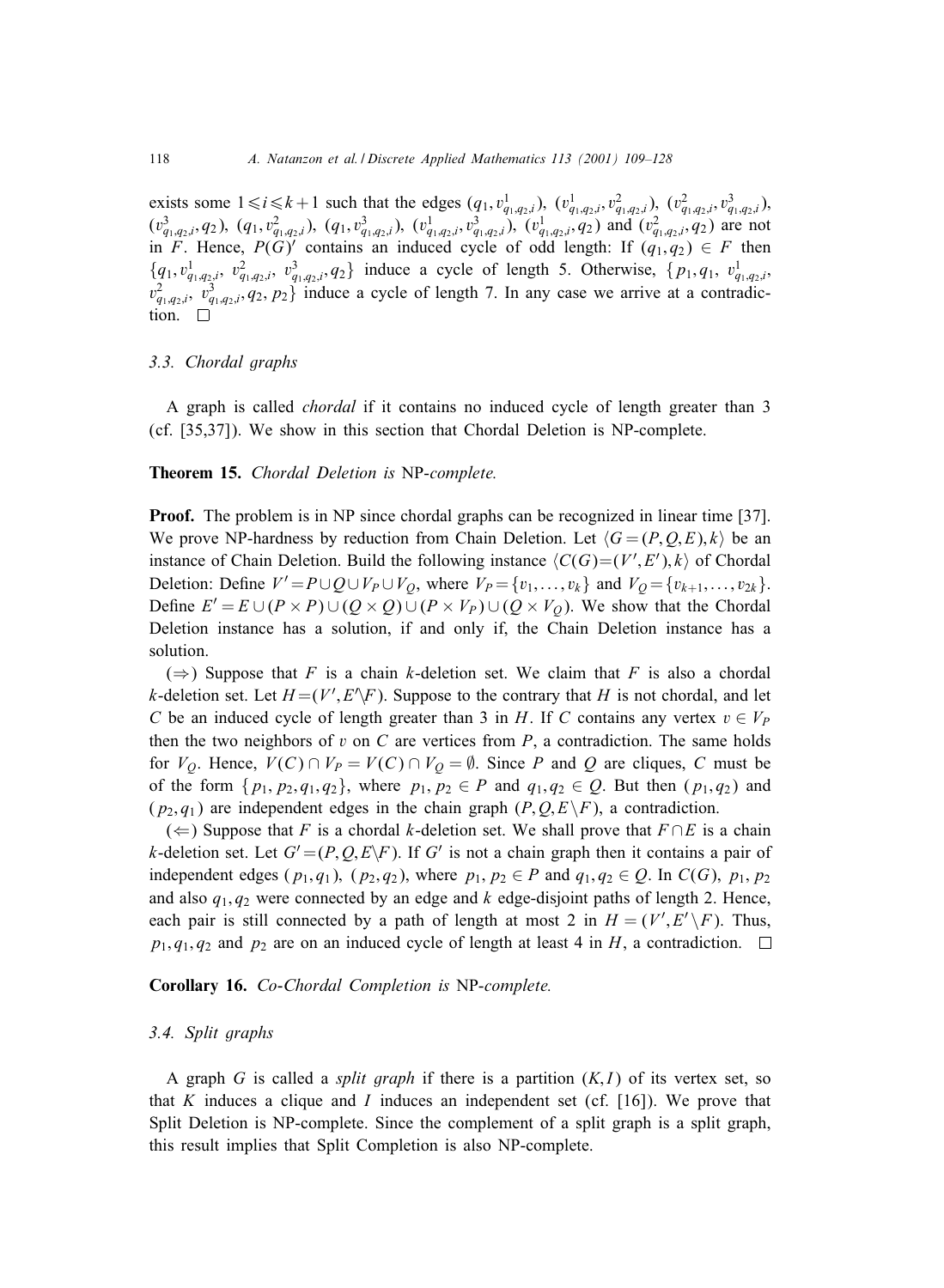exists some $1 \leqslant i \leqslant k+1$ such that the edges $(q_1, v^1_{q_1,q_2,i})$, $(v^1_{q_1,q_2,i}, v^2_{q_1,q_2,i})$, $(v^2_{q_1,q_2,i}, v^3_{q_1,q_2,i})$, $(v^3_{q_1,q_2,i}, q_2)$, $(q_1, v^2_{q_1,q_2,i})$, $(q_1, v^3_{q_1,q_2,i})$, $(v^1_{q_1,q_2,i}, v^3_{q_1,q_2,i})$, $(v^1_{q_1,q_2,i}, q_2)$ and $(v^2_{q_1,q_2,i}, q_2)$ are not in $F$. Hence, $P(G)'$ contains an induced cycle of odd length: If $(q_1, q_2) \in F$ then $\{q_1, v^1_{q_1,q_2,i}, v^2_{q_1,q_2,i}, v^3_{q_1,q_2,i}, q_2\}$ induce a cycle of length 5. Otherwise, $\{p_1, q_1, v^1_{q_1,q_2,i}, v^2_{q_1,q_2,i}, v^3_{q_1,q_2,i}, q_2, p_2\}$ induce a cycle of length 7. In any case we arrive at a contradiction. $\square$

### 3.3. Chordal graphs

A graph is called *chordal* if it contains no induced cycle of length greater than 3 (cf. [35,37]). We show in this section that Chordal Deletion is NP-complete.

**Theorem 15.** *Chordal Deletion is* NP-*complete.*

**Proof.** The problem is in NP since chordal graphs can be recognized in linear time [37]. We prove NP-hardness by reduction from Chain Deletion. Let $\langle G=(P,Q,E),k\rangle$ be an instance of Chain Deletion. Build the following instance $\langle C(G)=(V',E'),k\rangle$ of Chordal Deletion: Define $V' = P \cup Q \cup V_P \cup V_Q$, where $V_P = \{v_1, \ldots, v_k\}$ and $V_Q = \{v_{k+1}, \ldots, v_{2k}\}$. Define $E' = E \cup (P \times P) \cup (Q \times Q) \cup (P \times V_P) \cup (Q \times V_Q)$. We show that the Chordal Deletion instance has a solution, if and only if, the Chain Deletion instance has a solution.

($\Rightarrow$) Suppose that $F$ is a chain $k$-deletion set. We claim that $F$ is also a chordal $k$-deletion set. Let $H=(V', E' \backslash F)$. Suppose to the contrary that $H$ is not chordal, and let $C$ be an induced cycle of length greater than 3 in $H$. If $C$ contains any vertex $v \in V_P$ then the two neighbors of $v$ on $C$ are vertices from $P$, a contradiction. The same holds for $V_Q$. Hence, $V(C) \cap V_P = V(C) \cap V_Q = \emptyset$. Since $P$ and $Q$ are cliques, $C$ must be of the form $\{p_1, p_2, q_1, q_2\}$, where $p_1, p_2 \in P$ and $q_1, q_2 \in Q$. But then $(p_1, q_2)$ and $(p_2, q_1)$ are independent edges in the chain graph $(P, Q, E \backslash F)$, a contradiction.

($\Leftarrow$) Suppose that $F$ is a chordal $k$-deletion set. We shall prove that $F \cap E$ is a chain $k$-deletion set. Let $G' = (P, Q, E \backslash F)$. If $G'$ is not a chain graph then it contains a pair of independent edges $(p_1, q_1)$, $(p_2, q_2)$, where $p_1, p_2 \in P$ and $q_1, q_2 \in Q$. In $C(G)$, $p_1, p_2$ and also $q_1, q_2$ were connected by an edge and $k$ edge-disjoint paths of length 2. Hence, each pair is still connected by a path of length at most 2 in $H = (V', E' \backslash F)$. Thus, $p_1, q_1, q_2$ and $p_2$ are on an induced cycle of length at least 4 in $H$, a contradiction. $\square$

**Corollary 16.** *Co-Chordal Completion is* NP-*complete.*

### 3.4. Split graphs

A graph $G$ is called a *split graph* if there is a partition $(K, I)$ of its vertex set, so that $K$ induces a clique and $I$ induces an independent set (cf. [16]). We prove that Split Deletion is NP-complete. Since the complement of a split graph is a split graph, this result implies that Split Completion is also NP-complete.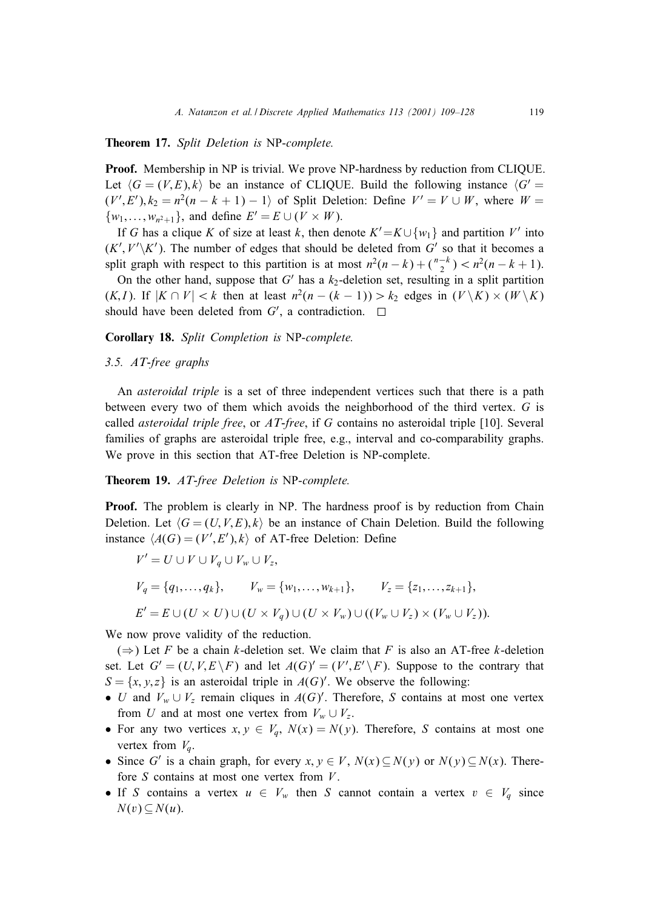**Theorem 17.** *Split Deletion is* NP-*complete.*

**Proof.** Membership in NP is trivial. We prove NP-hardness by reduction from CLIQUE. Let $\langle G=(V,E),k\rangle$ be an instance of CLIQUE. Build the following instance $\langle G'=(V',E'), k_2 = n^2(n-k+1)-1\rangle$ of Split Deletion: Define $V' = V \cup W$, where $W = \{w_1,\dots,w_{n^2+1}\}$, and define $E' = E \cup (V \times W)$.

If $G$ has a clique $K$ of size at least $k$, then denote $K' = K \cup \{w_1\}$ and partition $V'$ into $(K', V' \backslash K')$. The number of edges that should be deleted from $G'$ so that it becomes a split graph with respect to this partition is at most $n^2(n-k) + \binom{n-k}{2} < n^2(n-k+1)$.

On the other hand, suppose that $G'$ has a $k_2$-deletion set, resulting in a split partition $(K,I)$. If $|K \cap V| < k$ then at least $n^2(n-(k-1)) > k_2$ edges in $(V \backslash K) \times (W \backslash K)$ should have been deleted from $G'$, a contradiction. $\square$

**Corollary 18.** *Split Completion is* NP-*complete.*

### 3.5. *AT-free graphs*

An *asteroidal triple* is a set of three independent vertices such that there is a path between every two of them which avoids the neighborhood of the third vertex. $G$ is called *asteroidal triple free*, or *AT-free*, if $G$ contains no asteroidal triple [10]. Several families of graphs are asteroidal triple free, e.g., interval and co-comparability graphs. We prove in this section that AT-free Deletion is NP-complete.

**Theorem 19.** *AT-free Deletion is* NP-*complete.*

**Proof.** The problem is clearly in NP. The hardness proof is by reduction from Chain Deletion. Let $\langle G=(U,V,E),k\rangle$ be an instance of Chain Deletion. Build the following instance $\langle A(G)=(V',E'),k\rangle$ of AT-free Deletion: Define

$$V' = U \cup V \cup V_q \cup V_w \cup V_z,$$

$$V_q = \{q_1,\dots,q_k\}, \qquad V_w = \{w_1,\dots,w_{k+1}\}, \qquad V_z = \{z_1,\dots,z_{k+1}\},$$

$$E' = E \cup (U \times U) \cup (U \times V_q) \cup (U \times V_w) \cup ((V_w \cup V_z) \times (V_w \cup V_z)).$$

We now prove validity of the reduction.

($\Rightarrow$) Let $F$ be a chain $k$-deletion set. We claim that $F$ is also an AT-free $k$-deletion set. Let $G' = (U,V,E \backslash F)$ and let $A(G)' = (V', E' \backslash F)$. Suppose to the contrary that $S = \{x,y,z\}$ is an asteroidal triple in $A(G)'$. We observe the following:

- $U$ and $V_w \cup V_z$ remain cliques in $A(G)'$. Therefore, $S$ contains at most one vertex from $U$ and at most one vertex from $V_w \cup V_z$.
- For any two vertices $x,y \in V_q$, $N(x) = N(y)$. Therefore, $S$ contains at most one vertex from $V_q$.
- Since $G'$ is a chain graph, for every $x,y \in V$, $N(x) \subseteq N(y)$ or $N(y) \subseteq N(x)$. Therefore $S$ contains at most one vertex from $V$.
- If $S$ contains a vertex $u \in V_w$ then $S$ cannot contain a vertex $v \in V_q$ since $N(v) \subseteq N(u)$.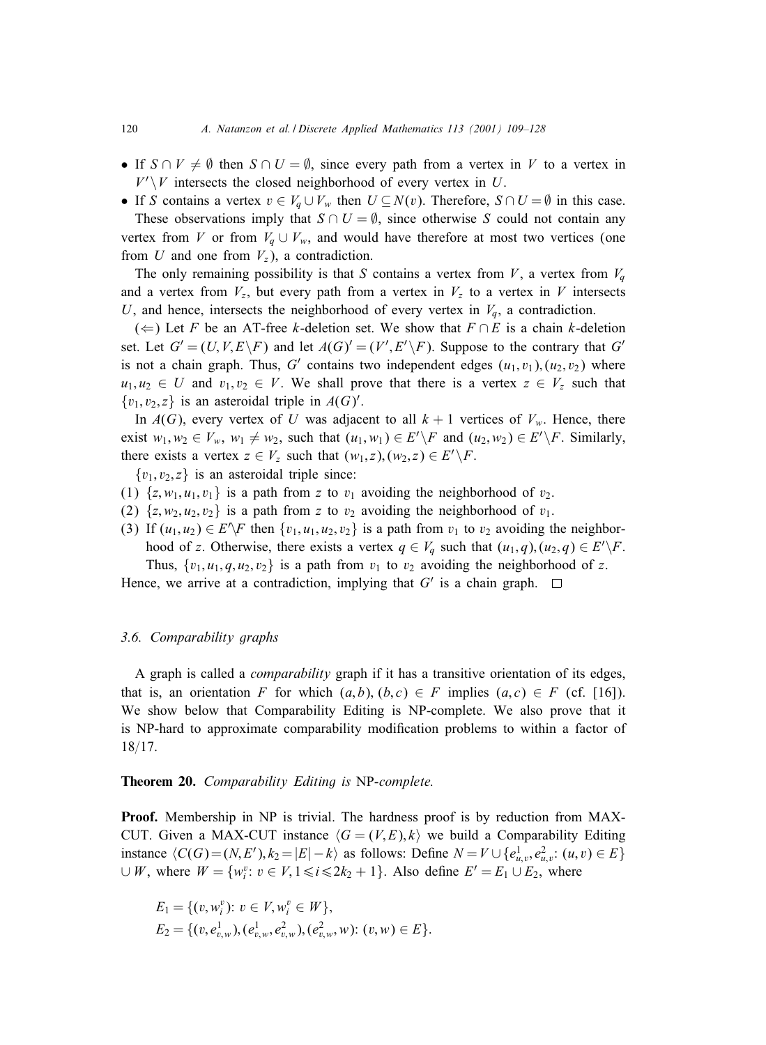- If $S \cap V \neq \emptyset$ then $S \cap U = \emptyset$, since every path from a vertex in $V$ to a vertex in $V' \setminus V$ intersects the closed neighborhood of every vertex in $U$.
- If $S$ contains a vertex $v \in V_q \cup V_w$ then $U \subseteq N(v)$. Therefore, $S \cap U = \emptyset$ in this case.

These observations imply that $S \cap U = \emptyset$, since otherwise $S$ could not contain any vertex from $V$ or from $V_q \cup V_w$, and would have therefore at most two vertices (one from $U$ and one from $V_z$), a contradiction.

The only remaining possibility is that $S$ contains a vertex from $V$, a vertex from $V_q$ and a vertex from $V_z$, but every path from a vertex in $V_z$ to a vertex in $V$ intersects $U$, and hence, intersects the neighborhood of every vertex in $V_q$, a contradiction.

($\Leftarrow$) Let $F$ be an AT-free $k$-deletion set. We show that $F \cap E$ is a chain $k$-deletion set. Let $G' = (U, V, E \setminus F)$ and let $A(G)' = (V', E' \setminus F)$. Suppose to the contrary that $G'$ is not a chain graph. Thus, $G'$ contains two independent edges $(u_1, v_1), (u_2, v_2)$ where $u_1, u_2 \in U$ and $v_1, v_2 \in V$. We shall prove that there is a vertex $z \in V_z$ such that $\{v_1, v_2, z\}$ is an asteroidal triple in $A(G)'$.

In $A(G)$, every vertex of $U$ was adjacent to all $k+1$ vertices of $V_w$. Hence, there exist $w_1, w_2 \in V_w$, $w_1 \neq w_2$, such that $(u_1, w_1) \in E' \setminus F$ and $(u_2, w_2) \in E' \setminus F$. Similarly, there exists a vertex $z \in V_z$ such that $(w_1, z), (w_2, z) \in E' \setminus F$.

$\{v_1, v_2, z\}$ is an asteroidal triple since:

(1) $\{z, w_1, u_1, v_1\}$ is a path from $z$ to $v_1$ avoiding the neighborhood of $v_2$.

(2) $\{z, w_2, u_2, v_2\}$ is a path from $z$ to $v_2$ avoiding the neighborhood of $v_1$.

(3) If $(u_1, u_2) \in E' \setminus F$ then $\{v_1, u_1, u_2, v_2\}$ is a path from $v_1$ to $v_2$ avoiding the neighborhood of $z$. Otherwise, there exists a vertex $q \in V_q$ such that $(u_1, q), (u_2, q) \in E' \setminus F$. Thus, $\{v_1, u_1, q, u_2, v_2\}$ is a path from $v_1$ to $v_2$ avoiding the neighborhood of $z$.

Hence, we arrive at a contradiction, implying that $G'$ is a chain graph. □

### 3.6. Comparability graphs

A graph is called a *comparability* graph if it has a transitive orientation of its edges, that is, an orientation $F$ for which $(a, b), (b, c) \in F$ implies $(a, c) \in F$ (cf. [16]). We show below that Comparability Editing is NP-complete. We also prove that it is NP-hard to approximate comparability modification problems to within a factor of 18/17.

**Theorem 20.** *Comparability Editing is* NP-*complete.*

**Proof.** Membership in NP is trivial. The hardness proof is by reduction from MAX-CUT. Given a MAX-CUT instance $\langle G = (V, E), k \rangle$ we build a Comparability Editing instance $\langle C(G) = (N, E'), k_2 = |E| - k \rangle$ as follows: Define $N = V \cup \{e^1_{u,v}, e^2_{u,v}\colon (u, v) \in E\} \cup W$, where $W = \{w^v_i\colon v \in V, 1 \leqslant i \leqslant 2k_2 + 1\}$. Also define $E' = E_1 \cup E_2$, where

$$E_1 = \{(v, w^v_i)\colon v \in V, w^v_i \in W\},$$

$$E_2 = \{(v, e^1_{v,w}), (e^1_{v,w}, e^2_{v,w}), (e^2_{v,w}, w)\colon (v, w) \in E\}.$$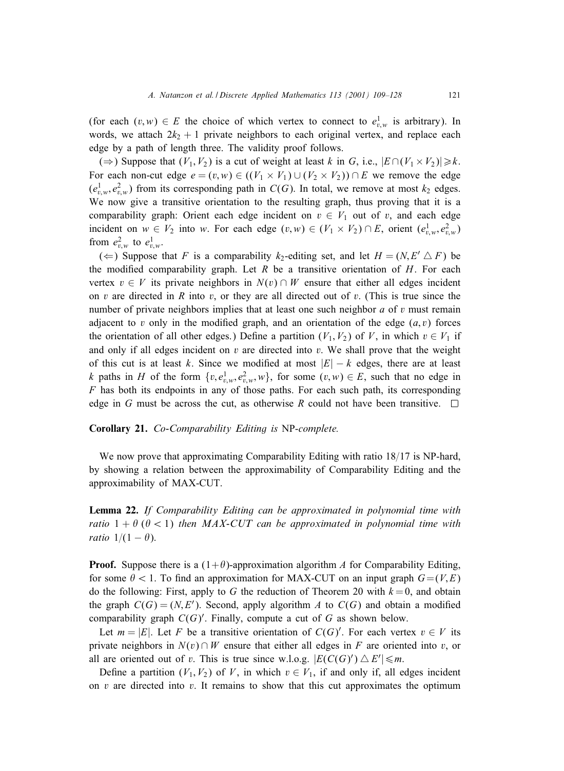(for each $(v,w) \in E$ the choice of which vertex to connect to $e^1_{v,w}$ is arbitrary). In words, we attach $2k_2+1$ private neighbors to each original vertex, and replace each edge by a path of length three. The validity proof follows.

($\Rightarrow$) Suppose that $(V_1, V_2)$ is a cut of weight at least $k$ in $G$, i.e., $|E \cap (V_1 \times V_2)| \geqslant k$. For each non-cut edge $e = (v,w) \in ((V_1 \times V_1) \cup (V_2 \times V_2)) \cap E$ we remove the edge $(e^1_{v,w}, e^2_{v,w})$ from its corresponding path in $C(G)$. In total, we remove at most $k_2$ edges. We now give a transitive orientation to the resulting graph, thus proving that it is a comparability graph: Orient each edge incident on $v \in V_1$ out of $v$, and each edge incident on $w \in V_2$ into $w$. For each edge $(v,w) \in (V_1 \times V_2) \cap E$, orient $(e^1_{v,w}, e^2_{v,w})$ from $e^2_{v,w}$ to $e^1_{v,w}$.

($\Leftarrow$) Suppose that $F$ is a comparability $k_2$-editing set, and let $H = (N, E' \triangle F)$ be the modified comparability graph. Let $R$ be a transitive orientation of $H$. For each vertex $v \in V$ its private neighbors in $N(v) \cap W$ ensure that either all edges incident on $v$ are directed in $R$ into $v$, or they are all directed out of $v$. (This is true since the number of private neighbors implies that at least one such neighbor $a$ of $v$ must remain adjacent to $v$ only in the modified graph, and an orientation of the edge $(a,v)$ forces the orientation of all other edges.) Define a partition $(V_1, V_2)$ of $V$, in which $v \in V_1$ if and only if all edges incident on $v$ are directed into $v$. We shall prove that the weight of this cut is at least $k$. Since we modified at most $|E| - k$ edges, there are at least $k$ paths in $H$ of the form $\{v, e^1_{v,w}, e^2_{v,w}, w\}$, for some $(v,w) \in E$, such that no edge in $F$ has both its endpoints in any of those paths. For each such path, its corresponding edge in $G$ must be across the cut, as otherwise $R$ could not have been transitive. $\square$

**Corollary 21.** *Co-Comparability Editing is* NP*-complete.*

We now prove that approximating Comparability Editing with ratio 18/17 is NP-hard, by showing a relation between the approximability of Comparability Editing and the approximability of MAX-CUT.

**Lemma 22.** *If Comparability Editing can be approximated in polynomial time with ratio $1 + \theta$ ($\theta < 1$) then MAX-CUT can be approximated in polynomial time with ratio $1/(1-\theta)$.*

**Proof.** Suppose there is a $(1+\theta)$-approximation algorithm $A$ for Comparability Editing, for some $\theta < 1$. To find an approximation for MAX-CUT on an input graph $G = (V,E)$ do the following: First, apply to $G$ the reduction of Theorem 20 with $k = 0$, and obtain the graph $C(G) = (N, E')$. Second, apply algorithm $A$ to $C(G)$ and obtain a modified comparability graph $C(G)'$. Finally, compute a cut of $G$ as shown below.

Let $m = |E|$. Let $F$ be a transitive orientation of $C(G)'$. For each vertex $v \in V$ its private neighbors in $N(v) \cap W$ ensure that either all edges in $F$ are oriented into $v$, or all are oriented out of $v$. This is true since w.l.o.g. $|E(C(G)') \triangle E'| \leqslant m$.

Define a partition $(V_1, V_2)$ of $V$, in which $v \in V_1$, if and only if, all edges incident on $v$ are directed into $v$. It remains to show that this cut approximates the optimum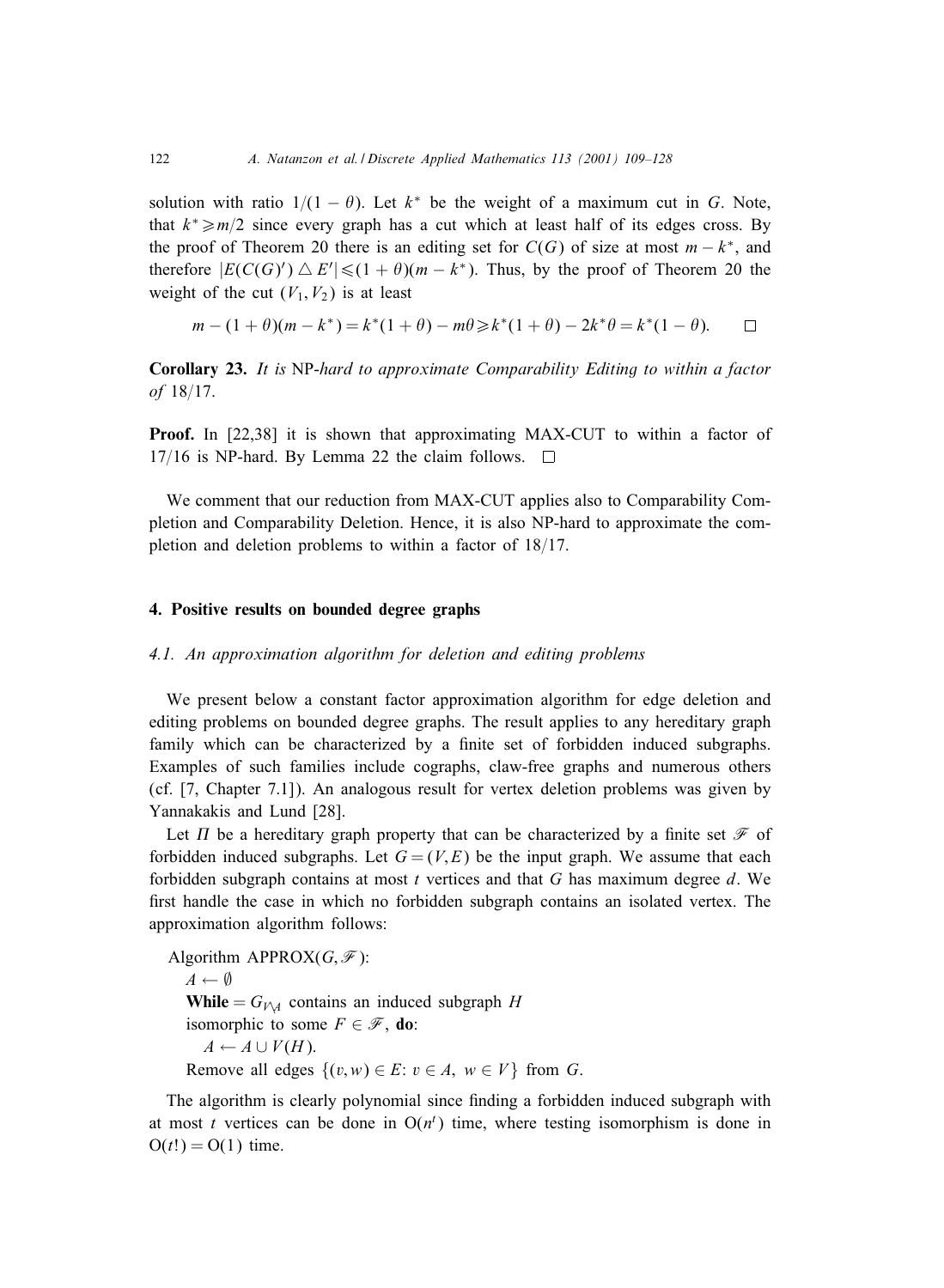solution with ratio $1/(1-\theta)$. Let $k^*$ be the weight of a maximum cut in $G$. Note, that $k^* \geqslant m/2$ since every graph has a cut which at least half of its edges cross. By the proof of Theorem 20 there is an editing set for $C(G)$ of size at most $m - k^*$, and therefore $|E(C(G)') \triangle E'| \leqslant (1+\theta)(m-k^*)$. Thus, by the proof of Theorem 20 the weight of the cut $(V_1, V_2)$ is at least

$$m - (1+\theta)(m-k^*) = k^*(1+\theta) - m\theta \geqslant k^*(1+\theta) - 2k^*\theta = k^*(1-\theta). \qquad \square$$

**Corollary 23.** *It is* NP-*hard to approximate Comparability Editing to within a factor of* 18/17.

**Proof.** In [22,38] it is shown that approximating MAX-CUT to within a factor of 17/16 is NP-hard. By Lemma 22 the claim follows. $\square$

We comment that our reduction from MAX-CUT applies also to Comparability Completion and Comparability Deletion. Hence, it is also NP-hard to approximate the completion and deletion problems to within a factor of 18/17.

## 4. Positive results on bounded degree graphs

### 4.1. An approximation algorithm for deletion and editing problems

We present below a constant factor approximation algorithm for edge deletion and editing problems on bounded degree graphs. The result applies to any hereditary graph family which can be characterized by a finite set of forbidden induced subgraphs. Examples of such families include cographs, claw-free graphs and numerous others (cf. [7, Chapter 7.1]). An analogous result for vertex deletion problems was given by Yannakakis and Lund [28].

Let $\Pi$ be a hereditary graph property that can be characterized by a finite set $\mathscr{F}$ of forbidden induced subgraphs. Let $G=(V,E)$ be the input graph. We assume that each forbidden subgraph contains at most $t$ vertices and that $G$ has maximum degree $d$. We first handle the case in which no forbidden subgraph contains an isolated vertex. The approximation algorithm follows:

Algorithm APPROX($G, \mathscr{F}$):
  $A \leftarrow \emptyset$
  **While** $= G_{V \setminus A}$ contains an induced subgraph $H$
  isomorphic to some $F \in \mathscr{F}$, **do**:
    $A \leftarrow A \cup V(H)$.
  Remove all edges $\{(v,w) \in E\colon v \in A,\ w \in V\}$ from $G$.

The algorithm is clearly polynomial since finding a forbidden induced subgraph with at most $t$ vertices can be done in $O(n^t)$ time, where testing isomorphism is done in $O(t!) = O(1)$ time.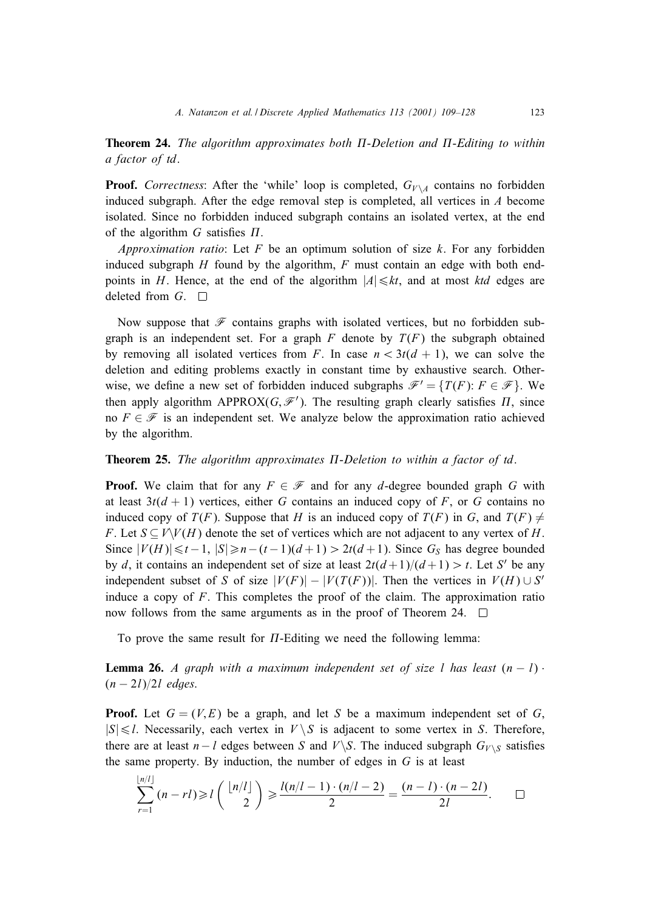**Theorem 24.** *The algorithm approximates both Π-Deletion and Π-Editing to within a factor of td.*

**Proof.** *Correctness*: After the 'while' loop is completed, $G_{V\setminus A}$ contains no forbidden induced subgraph. After the edge removal step is completed, all vertices in $A$ become isolated. Since no forbidden induced subgraph contains an isolated vertex, at the end of the algorithm $G$ satisfies $\Pi$.

*Approximation ratio*: Let $F$ be an optimum solution of size $k$. For any forbidden induced subgraph $H$ found by the algorithm, $F$ must contain an edge with both endpoints in $H$. Hence, at the end of the algorithm $|A| \leqslant kt$, and at most $ktd$ edges are deleted from $G$. □

Now suppose that $\mathscr{F}$ contains graphs with isolated vertices, but no forbidden subgraph is an independent set. For a graph $F$ denote by $T(F)$ the subgraph obtained by removing all isolated vertices from $F$. In case $n < 3t(d+1)$, we can solve the deletion and editing problems exactly in constant time by exhaustive search. Otherwise, we define a new set of forbidden induced subgraphs $\mathscr{F}' = \{T(F): F \in \mathscr{F}\}$. We then apply algorithm APPROX($G, \mathscr{F}'$). The resulting graph clearly satisfies $\Pi$, since no $F \in \mathscr{F}$ is an independent set. We analyze below the approximation ratio achieved by the algorithm.

**Theorem 25.** *The algorithm approximates Π-Deletion to within a factor of td.*

**Proof.** We claim that for any $F \in \mathscr{F}$ and for any $d$-degree bounded graph $G$ with at least $3t(d+1)$ vertices, either $G$ contains an induced copy of $F$, or $G$ contains no induced copy of $T(F)$. Suppose that $H$ is an induced copy of $T(F)$ in $G$, and $T(F) \neq F$. Let $S \subseteq V \setminus V(H)$ denote the set of vertices which are not adjacent to any vertex of $H$. Since $|V(H)| \leqslant t-1$, $|S| \geqslant n-(t-1)(d+1) > 2t(d+1)$. Since $G_S$ has degree bounded by $d$, it contains an independent set of size at least $2t(d+1)/(d+1) > t$. Let $S'$ be any independent subset of $S$ of size $|V(F)| - |V(T(F))|$. Then the vertices in $V(H) \cup S'$ induce a copy of $F$. This completes the proof of the claim. The approximation ratio now follows from the same arguments as in the proof of Theorem 24. □

To prove the same result for Π-Editing we need the following lemma:

**Lemma 26.** *A graph with a maximum independent set of size $l$ has least $(n-l)\cdot(n-2l)/2l$ edges.*

**Proof.** Let $G=(V,E)$ be a graph, and let $S$ be a maximum independent set of $G$, $|S| \leqslant l$. Necessarily, each vertex in $V \setminus S$ is adjacent to some vertex in $S$. Therefore, there are at least $n-l$ edges between $S$ and $V \setminus S$. The induced subgraph $G_{V\setminus S}$ satisfies the same property. By induction, the number of edges in $G$ is at least

$$\sum_{r=1}^{\lfloor n/l \rfloor} (n-rl) \geqslant l \binom{\lfloor n/l \rfloor}{2} \geqslant \frac{l(n/l-1)\cdot(n/l-2)}{2} = \frac{(n-l)\cdot(n-2l)}{2l}. \qquad \square$$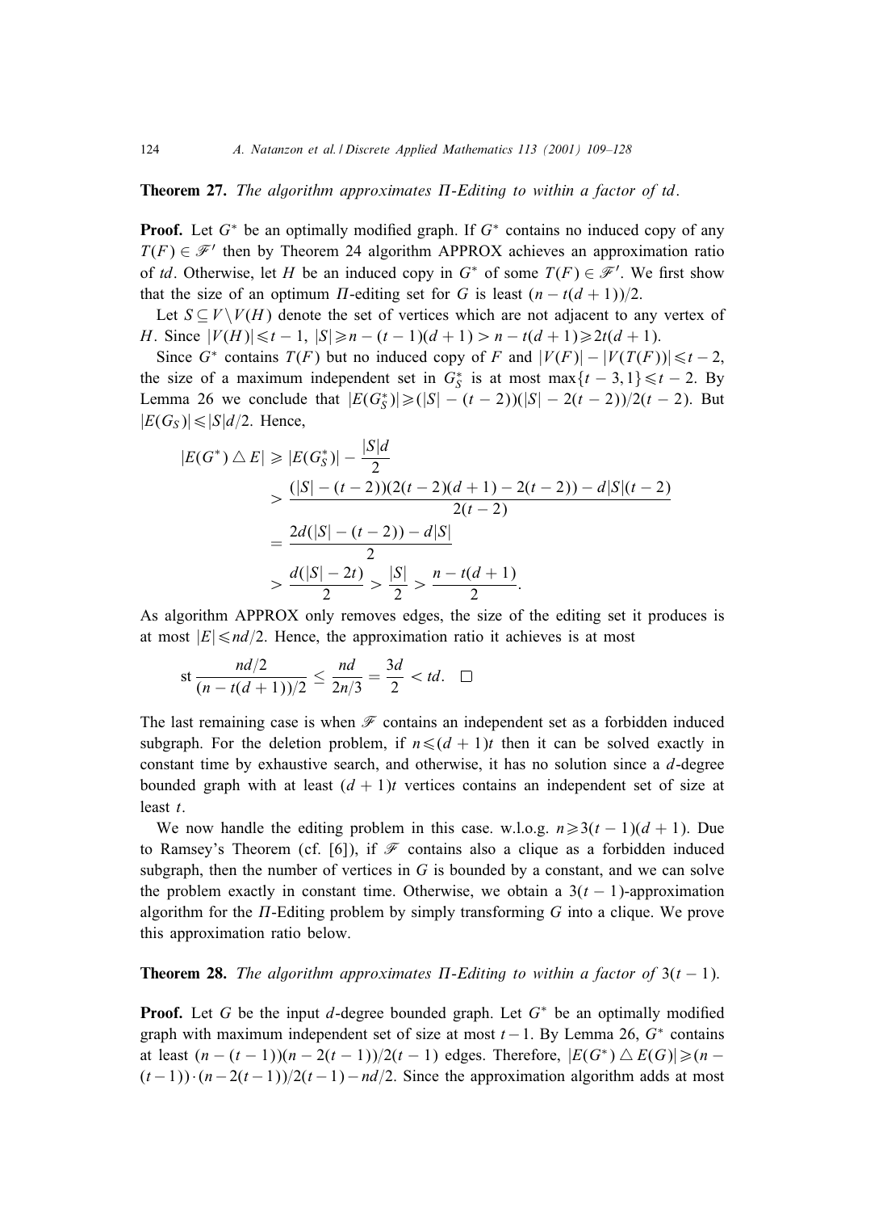**Theorem 27.** *The algorithm approximates Π-Editing to within a factor of td.*

**Proof.** Let $G^*$ be an optimally modified graph. If $G^*$ contains no induced copy of any $T(F) \in \mathscr{F}'$ then by Theorem 24 algorithm APPROX achieves an approximation ratio of $td$. Otherwise, let $H$ be an induced copy in $G^*$ of some $T(F) \in \mathscr{F}'$. We first show that the size of an optimum Π-editing set for $G$ is least $(n - t(d+1))/2$.

Let $S \subseteq V \setminus V(H)$ denote the set of vertices which are not adjacent to any vertex of $H$. Since $|V(H)| \leqslant t-1$, $|S| \geqslant n - (t-1)(d+1) > n - t(d+1) \geqslant 2t(d+1)$.

Since $G^*$ contains $T(F)$ but no induced copy of $F$ and $|V(F)| - |V(T(F))| \leqslant t-2$, the size of a maximum independent set in $G_S^*$ is at most $\max\{t-3, 1\} \leqslant t-2$. By Lemma 26 we conclude that $|E(G_S^*)| \geqslant (|S| - (t-2))(|S| - 2(t-2))/2(t-2)$. But $|E(G_S)| \leqslant |S|d/2$. Hence,

$$
\begin{aligned}
|E(G^*) \triangle E| &\geqslant |E(G_S^*)| - \frac{|S|d}{2} \\
&> \frac{(|S| - (t-2))(2(t-2)(d+1) - 2(t-2)) - d|S|(t-2)}{2(t-2)} \\
&= \frac{2d(|S| - (t-2)) - d|S|}{2} \\
&> \frac{d(|S| - 2t)}{2} > \frac{|S|}{2} > \frac{n - t(d+1)}{2}.
\end{aligned}
$$

As algorithm APPROX only removes edges, the size of the editing set it produces is at most $|E| \leqslant nd/2$. Hence, the approximation ratio it achieves is at most

$$
\text{st}\,\frac{nd/2}{(n - t(d+1))/2} \leq \frac{nd}{2n/3} = \frac{3d}{2} < td. \quad \square
$$

The last remaining case is when $\mathscr{F}$ contains an independent set as a forbidden induced subgraph. For the deletion problem, if $n \leqslant (d+1)t$ then it can be solved exactly in constant time by exhaustive search, and otherwise, it has no solution since a $d$-degree bounded graph with at least $(d+1)t$ vertices contains an independent set of size at least $t$.

We now handle the editing problem in this case. w.l.o.g. $n \geqslant 3(t-1)(d+1)$. Due to Ramsey's Theorem (cf. [6]), if $\mathscr{F}$ contains also a clique as a forbidden induced subgraph, then the number of vertices in $G$ is bounded by a constant, and we can solve the problem exactly in constant time. Otherwise, we obtain a $3(t-1)$-approximation algorithm for the Π-Editing problem by simply transforming $G$ into a clique. We prove this approximation ratio below.

**Theorem 28.** *The algorithm approximates Π-Editing to within a factor of* $3(t-1)$.

**Proof.** Let $G$ be the input $d$-degree bounded graph. Let $G^*$ be an optimally modified graph with maximum independent set of size at most $t-1$. By Lemma 26, $G^*$ contains at least $(n-(t-1))(n-2(t-1))/2(t-1)$ edges. Therefore, $|E(G^*) \triangle E(G)| \geqslant (n - (t-1)) \cdot (n - 2(t-1))/2(t-1) - nd/2$. Since the approximation algorithm adds at most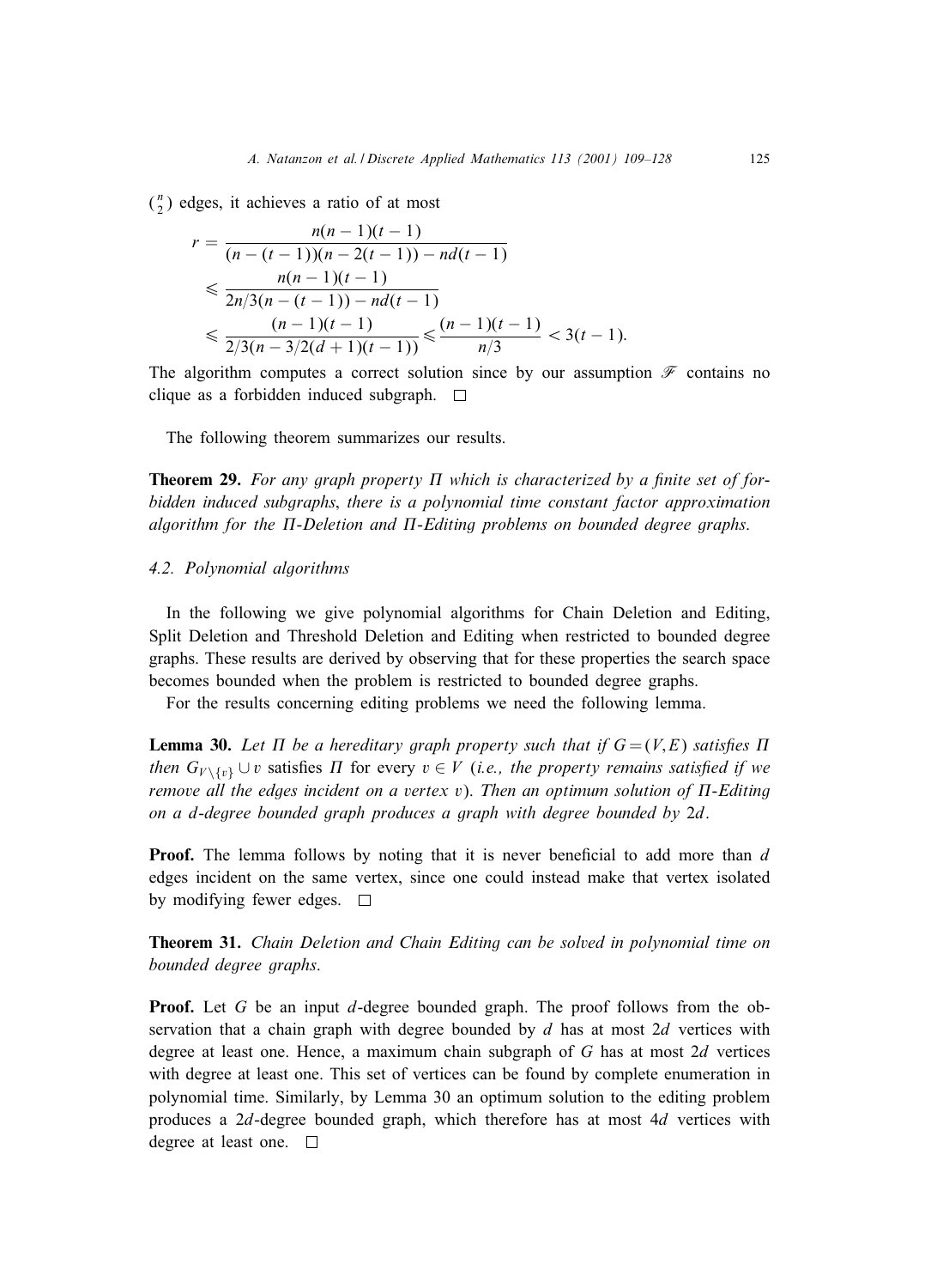$\binom{n}{2}$ edges, it achieves a ratio of at most

$$
\begin{aligned}
r &= \frac{n(n-1)(t-1)}{(n-(t-1))(n-2(t-1)) - nd(t-1)} \\
&\leqslant \frac{n(n-1)(t-1)}{2n/3(n-(t-1)) - nd(t-1)} \\
&\leqslant \frac{(n-1)(t-1)}{2/3(n-3/2(d+1)(t-1))} \leqslant \frac{(n-1)(t-1)}{n/3} < 3(t-1).
\end{aligned}
$$

The algorithm computes a correct solution since by our assumption $\mathscr{F}$ contains no clique as a forbidden induced subgraph. □

The following theorem summarizes our results.

**Theorem 29.** *For any graph property $\Pi$ which is characterized by a finite set of forbidden induced subgraphs, there is a polynomial time constant factor approximation algorithm for the $\Pi$-Deletion and $\Pi$-Editing problems on bounded degree graphs.*

### 4.2. Polynomial algorithms

In the following we give polynomial algorithms for Chain Deletion and Editing, Split Deletion and Threshold Deletion and Editing when restricted to bounded degree graphs. These results are derived by observing that for these properties the search space becomes bounded when the problem is restricted to bounded degree graphs.

For the results concerning editing problems we need the following lemma.

**Lemma 30.** *Let $\Pi$ be a hereditary graph property such that if $G=(V,E)$ satisfies $\Pi$ then $G_{V\setminus\{v\}} \cup v$ satisfies $\Pi$ for every $v \in V$ (i.e., the property remains satisfied if we remove all the edges incident on a vertex $v$). Then an optimum solution of $\Pi$-Editing on a $d$-degree bounded graph produces a graph with degree bounded by $2d$.*

**Proof.** The lemma follows by noting that it is never beneficial to add more than $d$ edges incident on the same vertex, since one could instead make that vertex isolated by modifying fewer edges. □

**Theorem 31.** *Chain Deletion and Chain Editing can be solved in polynomial time on bounded degree graphs.*

**Proof.** Let $G$ be an input $d$-degree bounded graph. The proof follows from the observation that a chain graph with degree bounded by $d$ has at most $2d$ vertices with degree at least one. Hence, a maximum chain subgraph of $G$ has at most $2d$ vertices with degree at least one. This set of vertices can be found by complete enumeration in polynomial time. Similarly, by Lemma 30 an optimum solution to the editing problem produces a $2d$-degree bounded graph, which therefore has at most $4d$ vertices with degree at least one. □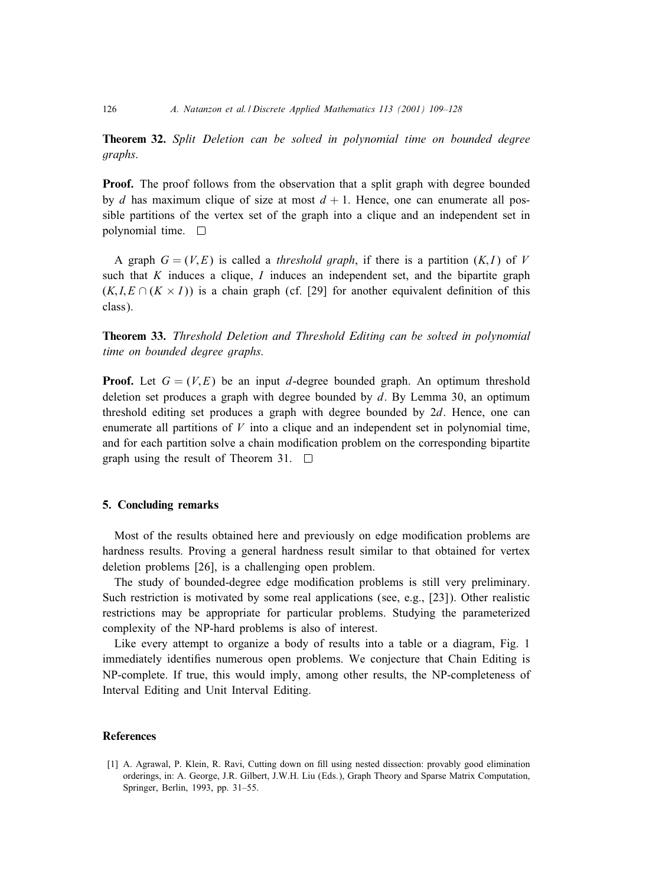**Theorem 32.** *Split Deletion can be solved in polynomial time on bounded degree graphs.*

**Proof.** The proof follows from the observation that a split graph with degree bounded by $d$ has maximum clique of size at most $d+1$. Hence, one can enumerate all possible partitions of the vertex set of the graph into a clique and an independent set in polynomial time. $\square$

A graph $G=(V,E)$ is called a *threshold graph*, if there is a partition $(K,I)$ of $V$ such that $K$ induces a clique, $I$ induces an independent set, and the bipartite graph $(K,I,E\cap(K\times I))$ is a chain graph (cf. [29] for another equivalent definition of this class).

**Theorem 33.** *Threshold Deletion and Threshold Editing can be solved in polynomial time on bounded degree graphs.*

**Proof.** Let $G=(V,E)$ be an input $d$-degree bounded graph. An optimum threshold deletion set produces a graph with degree bounded by $d$. By Lemma 30, an optimum threshold editing set produces a graph with degree bounded by $2d$. Hence, one can enumerate all partitions of $V$ into a clique and an independent set in polynomial time, and for each partition solve a chain modification problem on the corresponding bipartite graph using the result of Theorem 31. $\square$

## 5. Concluding remarks

Most of the results obtained here and previously on edge modification problems are hardness results. Proving a general hardness result similar to that obtained for vertex deletion problems [26], is a challenging open problem.

The study of bounded-degree edge modification problems is still very preliminary. Such restriction is motivated by some real applications (see, e.g., [23]). Other realistic restrictions may be appropriate for particular problems. Studying the parameterized complexity of the NP-hard problems is also of interest.

Like every attempt to organize a body of results into a table or a diagram, Fig. 1 immediately identifies numerous open problems. We conjecture that Chain Editing is NP-complete. If true, this would imply, among other results, the NP-completeness of Interval Editing and Unit Interval Editing.

## References

[1] A. Agrawal, P. Klein, R. Ravi, Cutting down on fill using nested dissection: provably good elimination orderings, in: A. George, J.R. Gilbert, J.W.H. Liu (Eds.), Graph Theory and Sparse Matrix Computation, Springer, Berlin, 1993, pp. 31–55.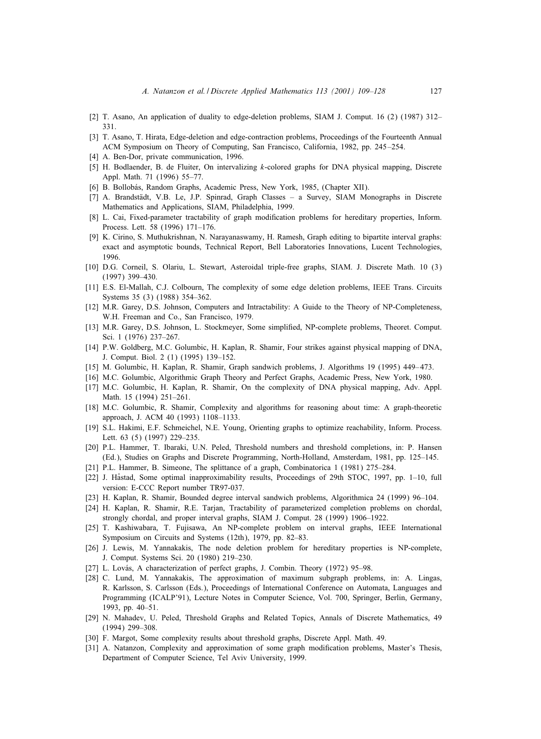[2] T. Asano, An application of duality to edge-deletion problems, SIAM J. Comput. 16 (2) (1987) 312–331.

[3] T. Asano, T. Hirata, Edge-deletion and edge-contraction problems, Proceedings of the Fourteenth Annual ACM Symposium on Theory of Computing, San Francisco, California, 1982, pp. 245–254.

[4] A. Ben-Dor, private communication, 1996.

[5] H. Bodlaender, B. de Fluiter, On intervalizing *k*-colored graphs for DNA physical mapping, Discrete Appl. Math. 71 (1996) 55–77.

[6] B. Bollobás, Random Graphs, Academic Press, New York, 1985, (Chapter XII).

[7] A. Brandstädt, V.B. Le, J.P. Spinrad, Graph Classes – a Survey, SIAM Monographs in Discrete Mathematics and Applications, SIAM, Philadelphia, 1999.

[8] L. Cai, Fixed-parameter tractability of graph modification problems for hereditary properties, Inform. Process. Lett. 58 (1996) 171–176.

[9] K. Cirino, S. Muthukrishnan, N. Narayanaswamy, H. Ramesh, Graph editing to bipartite interval graphs: exact and asymptotic bounds, Technical Report, Bell Laboratories Innovations, Lucent Technologies, 1996.

[10] D.G. Corneil, S. Olariu, L. Stewart, Asteroidal triple-free graphs, SIAM. J. Discrete Math. 10 (3) (1997) 399–430.

[11] E.S. El-Mallah, C.J. Colbourn, The complexity of some edge deletion problems, IEEE Trans. Circuits Systems 35 (3) (1988) 354–362.

[12] M.R. Garey, D.S. Johnson, Computers and Intractability: A Guide to the Theory of NP-Completeness, W.H. Freeman and Co., San Francisco, 1979.

[13] M.R. Garey, D.S. Johnson, L. Stockmeyer, Some simplified, NP-complete problems, Theoret. Comput. Sci. 1 (1976) 237–267.

[14] P.W. Goldberg, M.C. Golumbic, H. Kaplan, R. Shamir, Four strikes against physical mapping of DNA, J. Comput. Biol. 2 (1) (1995) 139–152.

[15] M. Golumbic, H. Kaplan, R. Shamir, Graph sandwich problems, J. Algorithms 19 (1995) 449–473.

[16] M.C. Golumbic, Algorithmic Graph Theory and Perfect Graphs, Academic Press, New York, 1980.

[17] M.C. Golumbic, H. Kaplan, R. Shamir, On the complexity of DNA physical mapping, Adv. Appl. Math. 15 (1994) 251–261.

[18] M.C. Golumbic, R. Shamir, Complexity and algorithms for reasoning about time: A graph-theoretic approach, J. ACM 40 (1993) 1108–1133.

[19] S.L. Hakimi, E.F. Schmeichel, N.E. Young, Orienting graphs to optimize reachability, Inform. Process. Lett. 63 (5) (1997) 229–235.

[20] P.L. Hammer, T. Ibaraki, U.N. Peled, Threshold numbers and threshold completions, in: P. Hansen (Ed.), Studies on Graphs and Discrete Programming, North-Holland, Amsterdam, 1981, pp. 125–145.

[21] P.L. Hammer, B. Simeone, The splittance of a graph, Combinatorica 1 (1981) 275–284.

[22] J. Håstad, Some optimal inapproximability results, Proceedings of 29th STOC, 1997, pp. 1–10, full version: E-CCC Report number TR97-037.

[23] H. Kaplan, R. Shamir, Bounded degree interval sandwich problems, Algorithmica 24 (1999) 96–104.

[24] H. Kaplan, R. Shamir, R.E. Tarjan, Tractability of parameterized completion problems on chordal, strongly chordal, and proper interval graphs, SIAM J. Comput. 28 (1999) 1906–1922.

[25] T. Kashiwabara, T. Fujisawa, An NP-complete problem on interval graphs, IEEE International Symposium on Circuits and Systems (12th), 1979, pp. 82–83.

[26] J. Lewis, M. Yannakakis, The node deletion problem for hereditary properties is NP-complete, J. Comput. Systems Sci. 20 (1980) 219–230.

[27] L. Lovás, A characterization of perfect graphs, J. Combin. Theory (1972) 95–98.

[28] C. Lund, M. Yannakakis, The approximation of maximum subgraph problems, in: A. Lingas, R. Karlsson, S. Carlsson (Eds.), Proceedings of International Conference on Automata, Languages and Programming (ICALP'91), Lecture Notes in Computer Science, Vol. 700, Springer, Berlin, Germany, 1993, pp. 40–51.

[29] N. Mahadev, U. Peled, Threshold Graphs and Related Topics, Annals of Discrete Mathematics, 49 (1994) 299–308.

[30] F. Margot, Some complexity results about threshold graphs, Discrete Appl. Math. 49.

[31] A. Natanzon, Complexity and approximation of some graph modification problems, Master's Thesis, Department of Computer Science, Tel Aviv University, 1999.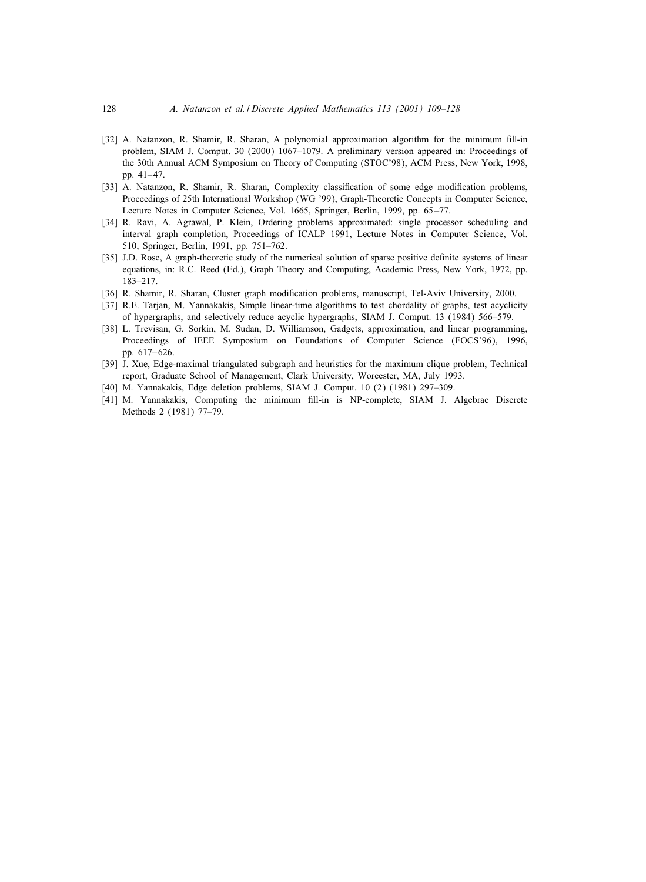[32] A. Natanzon, R. Shamir, R. Sharan, A polynomial approximation algorithm for the minimum fill-in problem, SIAM J. Comput. 30 (2000) 1067–1079. A preliminary version appeared in: Proceedings of the 30th Annual ACM Symposium on Theory of Computing (STOC'98), ACM Press, New York, 1998, pp. 41–47.

[33] A. Natanzon, R. Shamir, R. Sharan, Complexity classification of some edge modification problems, Proceedings of 25th International Workshop (WG '99), Graph-Theoretic Concepts in Computer Science, Lecture Notes in Computer Science, Vol. 1665, Springer, Berlin, 1999, pp. 65–77.

[34] R. Ravi, A. Agrawal, P. Klein, Ordering problems approximated: single processor scheduling and interval graph completion, Proceedings of ICALP 1991, Lecture Notes in Computer Science, Vol. 510, Springer, Berlin, 1991, pp. 751–762.

[35] J.D. Rose, A graph-theoretic study of the numerical solution of sparse positive definite systems of linear equations, in: R.C. Reed (Ed.), Graph Theory and Computing, Academic Press, New York, 1972, pp. 183–217.

[36] R. Shamir, R. Sharan, Cluster graph modification problems, manuscript, Tel-Aviv University, 2000.

[37] R.E. Tarjan, M. Yannakakis, Simple linear-time algorithms to test chordality of graphs, test acyclicity of hypergraphs, and selectively reduce acyclic hypergraphs, SIAM J. Comput. 13 (1984) 566–579.

[38] L. Trevisan, G. Sorkin, M. Sudan, D. Williamson, Gadgets, approximation, and linear programming, Proceedings of IEEE Symposium on Foundations of Computer Science (FOCS'96), 1996, pp. 617–626.

[39] J. Xue, Edge-maximal triangulated subgraph and heuristics for the maximum clique problem, Technical report, Graduate School of Management, Clark University, Worcester, MA, July 1993.

[40] M. Yannakakis, Edge deletion problems, SIAM J. Comput. 10 (2) (1981) 297–309.

[41] M. Yannakakis, Computing the minimum fill-in is NP-complete, SIAM J. Algebrac Discrete Methods 2 (1981) 77–79.